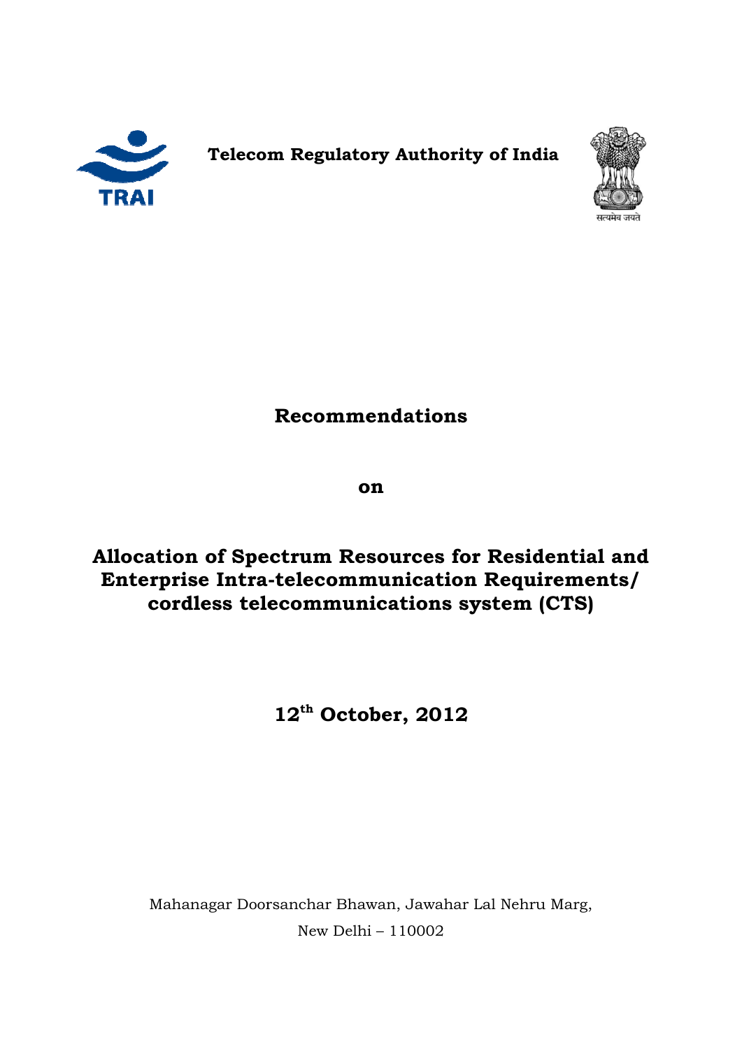**Telecom Regulatory Authority of India**

# Recommendations

**on**

# Allocation of Spectrum Resources for Residential and Enterprise Intra-telecommunication Requirements/ cordless telecommunications system (CTS)

**12th October, 2012**

Mahanagar Doorsanchar Bhawan, Jawahar Lal Nehru Marg,
New Delhi – 110002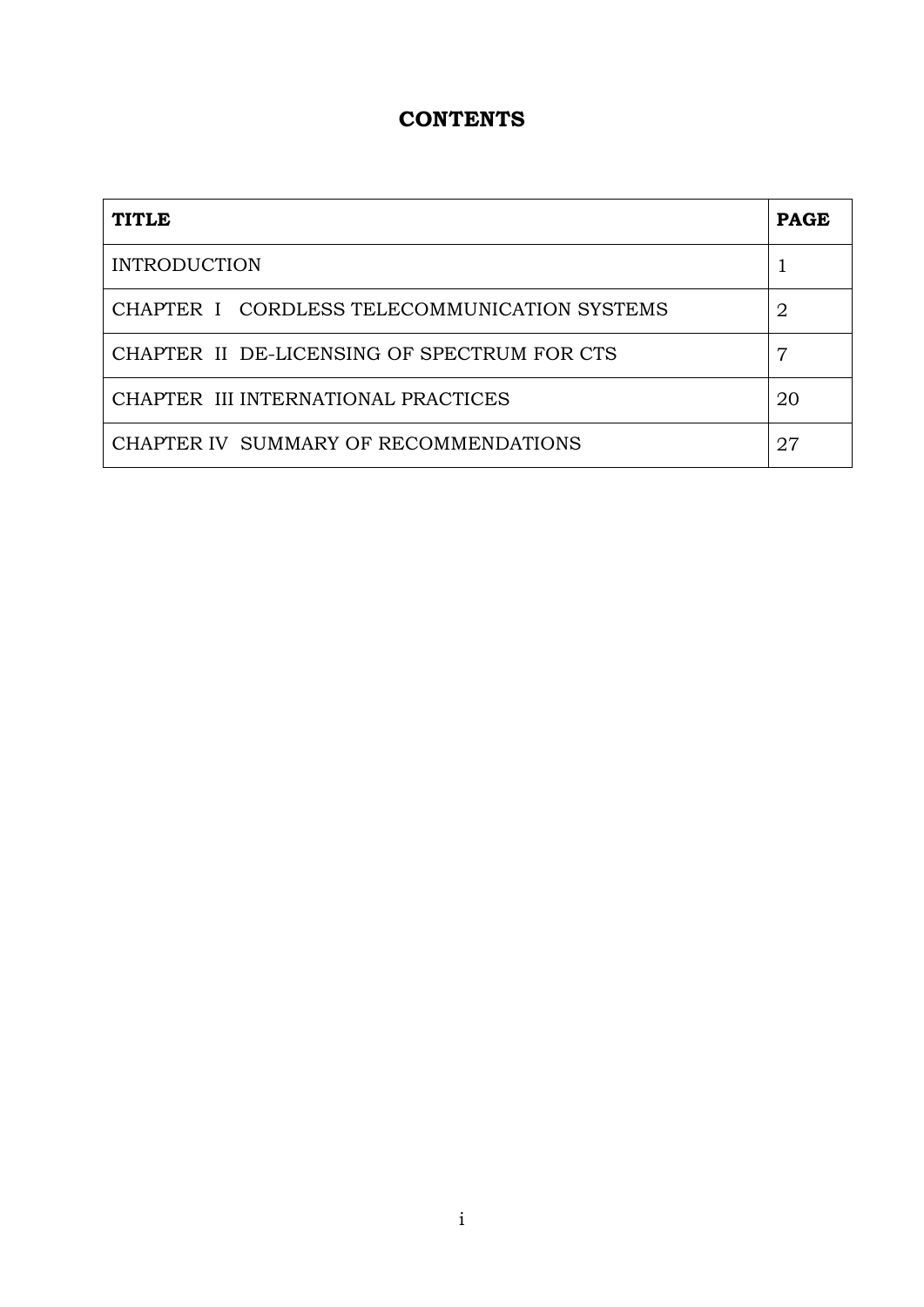# CONTENTS

| TITLE | PAGE |
|---|---|
| INTRODUCTION | 1 |
| CHAPTER I CORDLESS TELECOMMUNICATION SYSTEMS | 2 |
| CHAPTER II DE-LICENSING OF SPECTRUM FOR CTS | 7 |
| CHAPTER III INTERNATIONAL PRACTICES | 20 |
| CHAPTER IV SUMMARY OF RECOMMENDATIONS | 27 |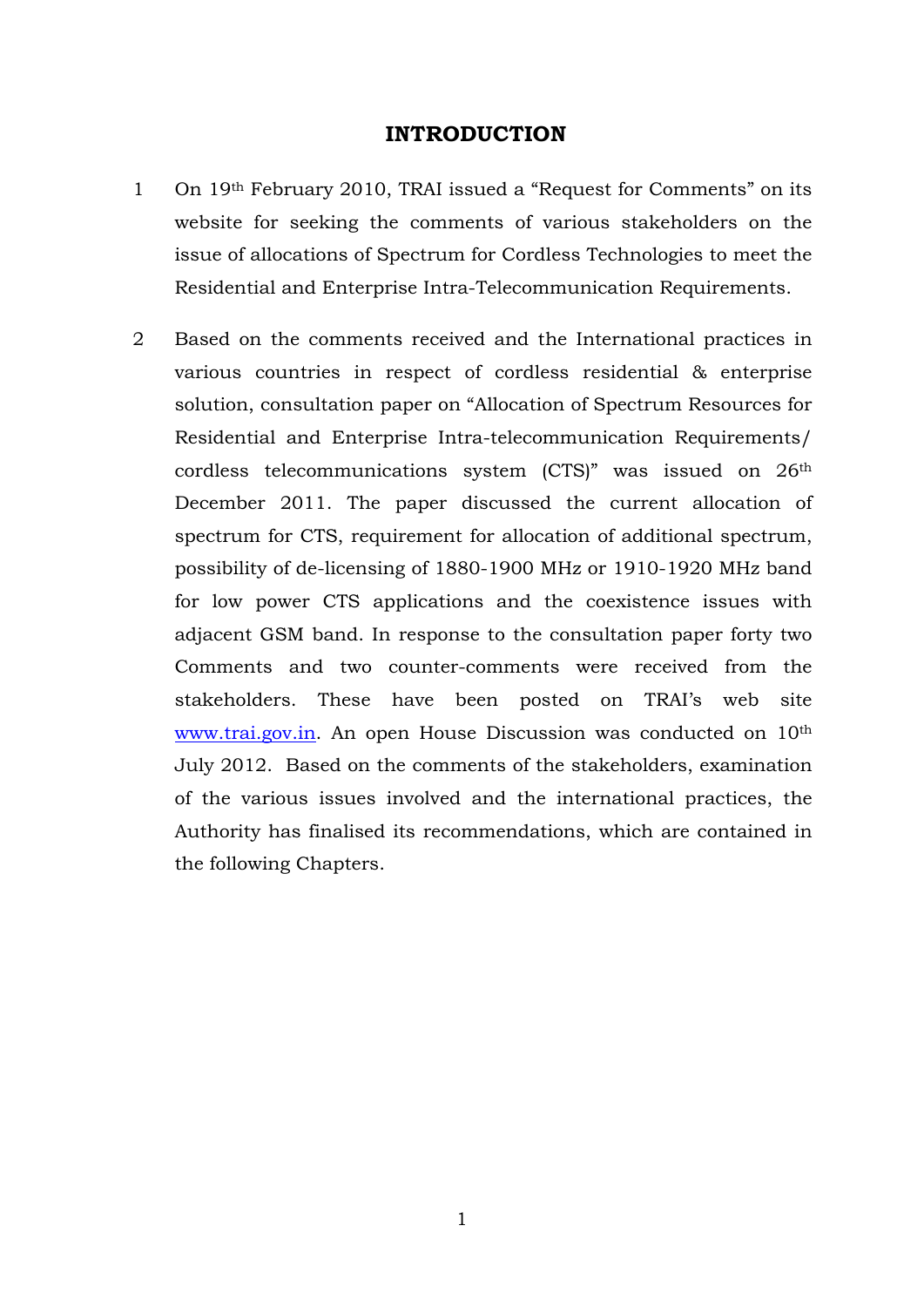# INTRODUCTION

1 On 19th February 2010, TRAI issued a "Request for Comments" on its website for seeking the comments of various stakeholders on the issue of allocations of Spectrum for Cordless Technologies to meet the Residential and Enterprise Intra-Telecommunication Requirements.

2 Based on the comments received and the International practices in various countries in respect of cordless residential & enterprise solution, consultation paper on "Allocation of Spectrum Resources for Residential and Enterprise Intra-telecommunication Requirements/ cordless telecommunications system (CTS)" was issued on 26th December 2011. The paper discussed the current allocation of spectrum for CTS, requirement for allocation of additional spectrum, possibility of de-licensing of 1880-1900 MHz or 1910-1920 MHz band for low power CTS applications and the coexistence issues with adjacent GSM band. In response to the consultation paper forty two Comments and two counter-comments were received from the stakeholders. These have been posted on TRAI's web site www.trai.gov.in. An open House Discussion was conducted on 10th July 2012. Based on the comments of the stakeholders, examination of the various issues involved and the international practices, the Authority has finalised its recommendations, which are contained in the following Chapters.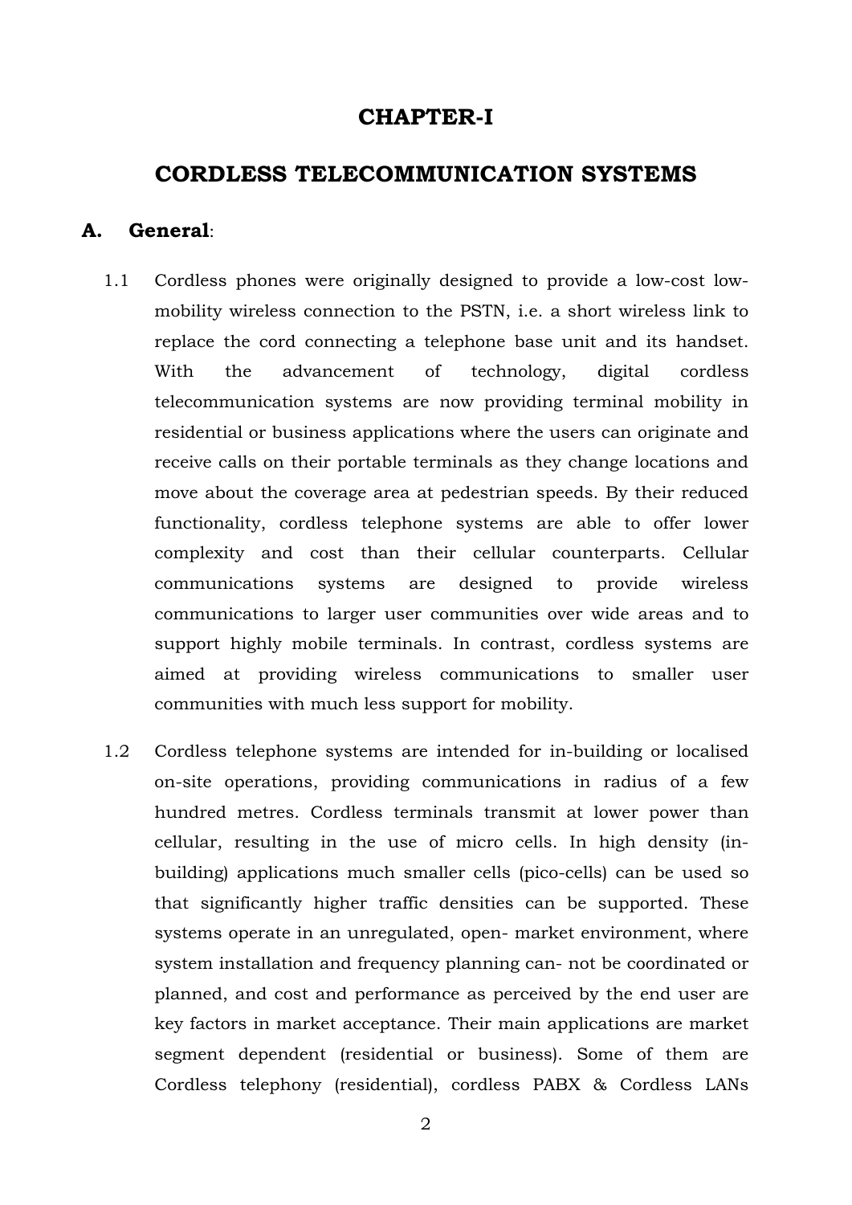# CHAPTER-I

# CORDLESS TELECOMMUNICATION SYSTEMS

## A. General:

1.1 Cordless phones were originally designed to provide a low-cost low-mobility wireless connection to the PSTN, i.e. a short wireless link to replace the cord connecting a telephone base unit and its handset. With the advancement of technology, digital cordless telecommunication systems are now providing terminal mobility in residential or business applications where the users can originate and receive calls on their portable terminals as they change locations and move about the coverage area at pedestrian speeds. By their reduced functionality, cordless telephone systems are able to offer lower complexity and cost than their cellular counterparts. Cellular communications systems are designed to provide wireless communications to larger user communities over wide areas and to support highly mobile terminals. In contrast, cordless systems are aimed at providing wireless communications to smaller user communities with much less support for mobility.

1.2 Cordless telephone systems are intended for in-building or localised on-site operations, providing communications in radius of a few hundred metres. Cordless terminals transmit at lower power than cellular, resulting in the use of micro cells. In high density (in-building) applications much smaller cells (pico-cells) can be used so that significantly higher traffic densities can be supported. These systems operate in an unregulated, open- market environment, where system installation and frequency planning can- not be coordinated or planned, and cost and performance as perceived by the end user are key factors in market acceptance. Their main applications are market segment dependent (residential or business). Some of them are Cordless telephony (residential), cordless PABX & Cordless LANs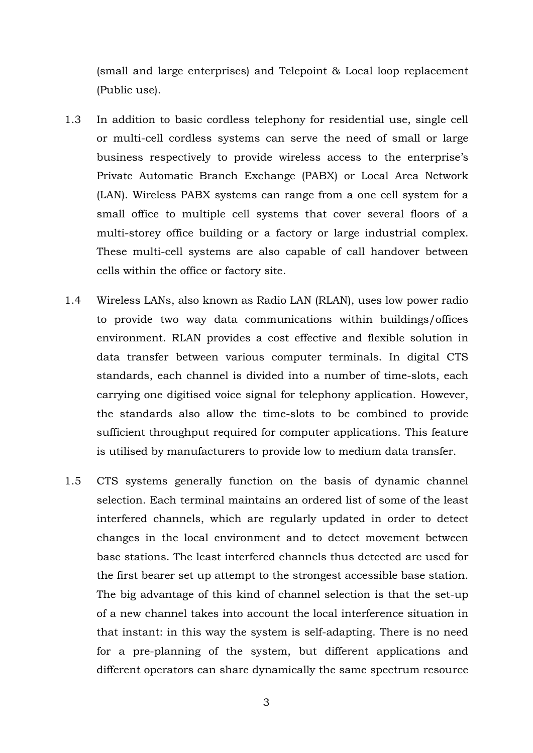(small and large enterprises) and Telepoint & Local loop replacement (Public use).

1.3 In addition to basic cordless telephony for residential use, single cell or multi-cell cordless systems can serve the need of small or large business respectively to provide wireless access to the enterprise's Private Automatic Branch Exchange (PABX) or Local Area Network (LAN). Wireless PABX systems can range from a one cell system for a small office to multiple cell systems that cover several floors of a multi-storey office building or a factory or large industrial complex. These multi-cell systems are also capable of call handover between cells within the office or factory site.

1.4 Wireless LANs, also known as Radio LAN (RLAN), uses low power radio to provide two way data communications within buildings/offices environment. RLAN provides a cost effective and flexible solution in data transfer between various computer terminals. In digital CTS standards, each channel is divided into a number of time-slots, each carrying one digitised voice signal for telephony application. However, the standards also allow the time-slots to be combined to provide sufficient throughput required for computer applications. This feature is utilised by manufacturers to provide low to medium data transfer.

1.5 CTS systems generally function on the basis of dynamic channel selection. Each terminal maintains an ordered list of some of the least interfered channels, which are regularly updated in order to detect changes in the local environment and to detect movement between base stations. The least interfered channels thus detected are used for the first bearer set up attempt to the strongest accessible base station. The big advantage of this kind of channel selection is that the set-up of a new channel takes into account the local interference situation in that instant: in this way the system is self-adapting. There is no need for a pre-planning of the system, but different applications and different operators can share dynamically the same spectrum resource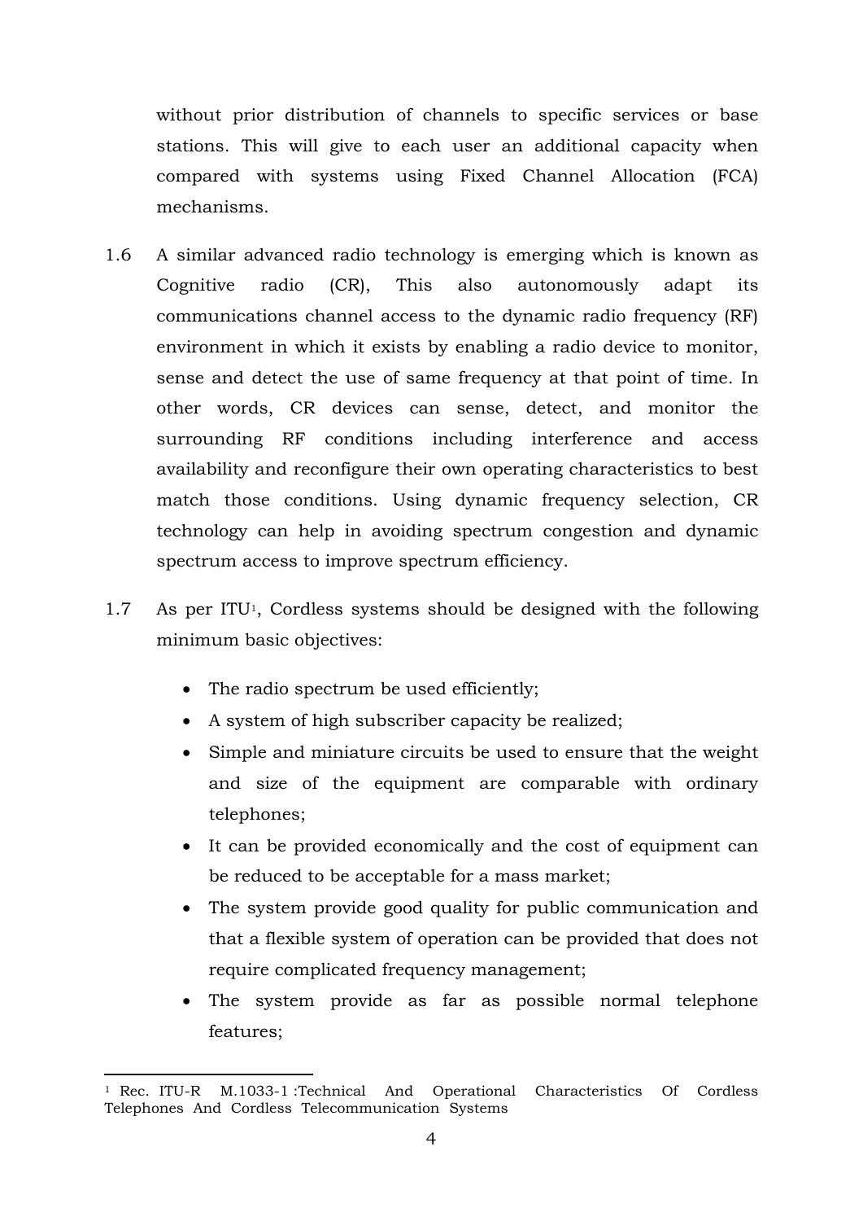without prior distribution of channels to specific services or base stations. This will give to each user an additional capacity when compared with systems using Fixed Channel Allocation (FCA) mechanisms.

1.6 A similar advanced radio technology is emerging which is known as Cognitive radio (CR), This also autonomously adapt its communications channel access to the dynamic radio frequency (RF) environment in which it exists by enabling a radio device to monitor, sense and detect the use of same frequency at that point of time. In other words, CR devices can sense, detect, and monitor the surrounding RF conditions including interference and access availability and reconfigure their own operating characteristics to best match those conditions. Using dynamic frequency selection, CR technology can help in avoiding spectrum congestion and dynamic spectrum access to improve spectrum efficiency.

1.7 As per ITU[1], Cordless systems should be designed with the following minimum basic objectives:

- The radio spectrum be used efficiently;
- A system of high subscriber capacity be realized;
- Simple and miniature circuits be used to ensure that the weight and size of the equipment are comparable with ordinary telephones;
- It can be provided economically and the cost of equipment can be reduced to be acceptable for a mass market;
- The system provide good quality for public communication and that a flexible system of operation can be provided that does not require complicated frequency management;
- The system provide as far as possible normal telephone features;

[1] Rec. ITU-R M.1033-1 :Technical And Operational Characteristics Of Cordless Telephones And Cordless Telecommunication Systems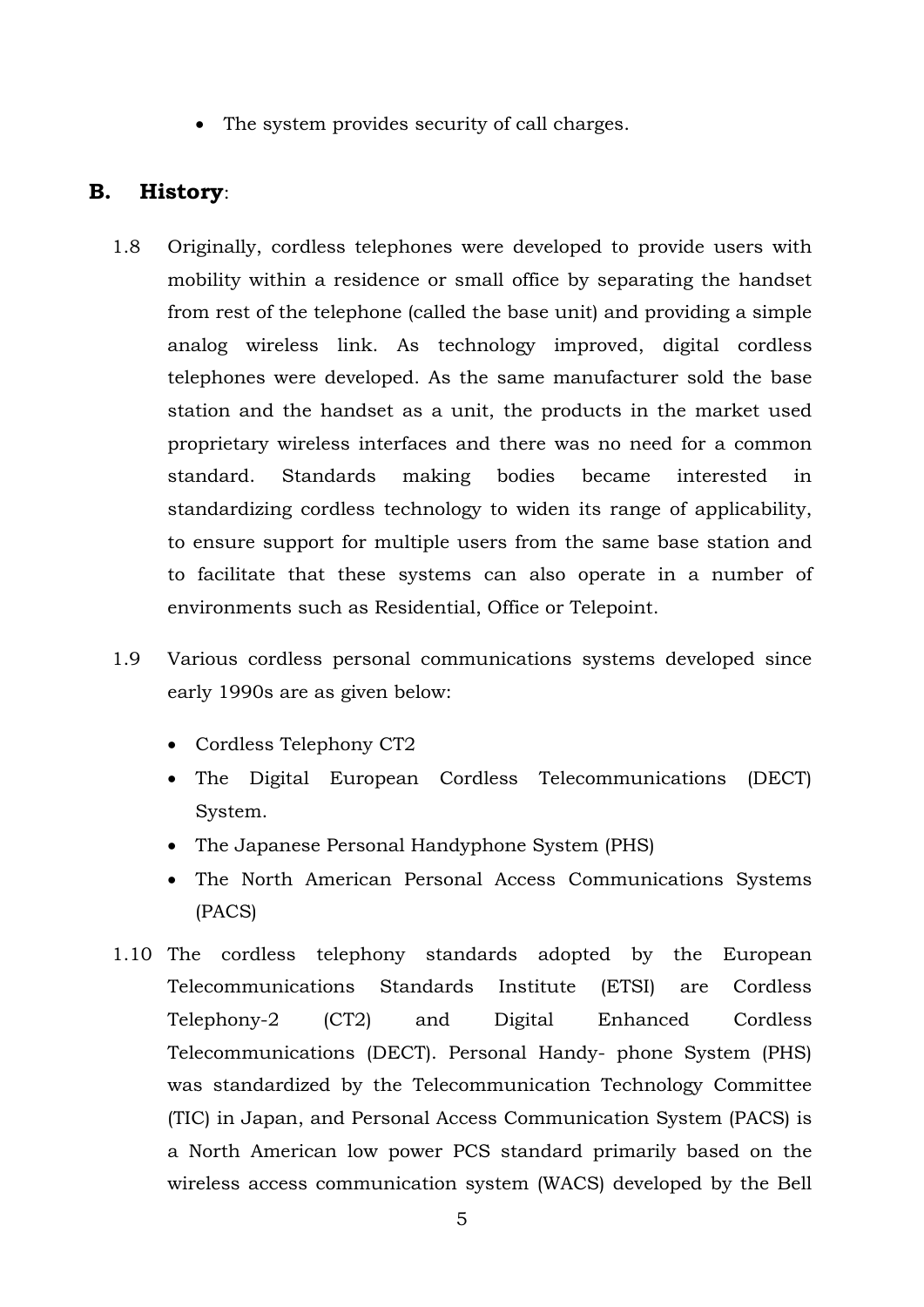- The system provides security of call charges.

## B. History:

1.8 Originally, cordless telephones were developed to provide users with mobility within a residence or small office by separating the handset from rest of the telephone (called the base unit) and providing a simple analog wireless link. As technology improved, digital cordless telephones were developed. As the same manufacturer sold the base station and the handset as a unit, the products in the market used proprietary wireless interfaces and there was no need for a common standard. Standards making bodies became interested in standardizing cordless technology to widen its range of applicability, to ensure support for multiple users from the same base station and to facilitate that these systems can also operate in a number of environments such as Residential, Office or Telepoint.

1.9 Various cordless personal communications systems developed since early 1990s are as given below:

- Cordless Telephony CT2
- The Digital European Cordless Telecommunications (DECT) System.
- The Japanese Personal Handyphone System (PHS)
- The North American Personal Access Communications Systems (PACS)

1.10 The cordless telephony standards adopted by the European Telecommunications Standards Institute (ETSI) are Cordless Telephony-2 (CT2) and Digital Enhanced Cordless Telecommunications (DECT). Personal Handy- phone System (PHS) was standardized by the Telecommunication Technology Committee (TIC) in Japan, and Personal Access Communication System (PACS) is a North American low power PCS standard primarily based on the wireless access communication system (WACS) developed by the Bell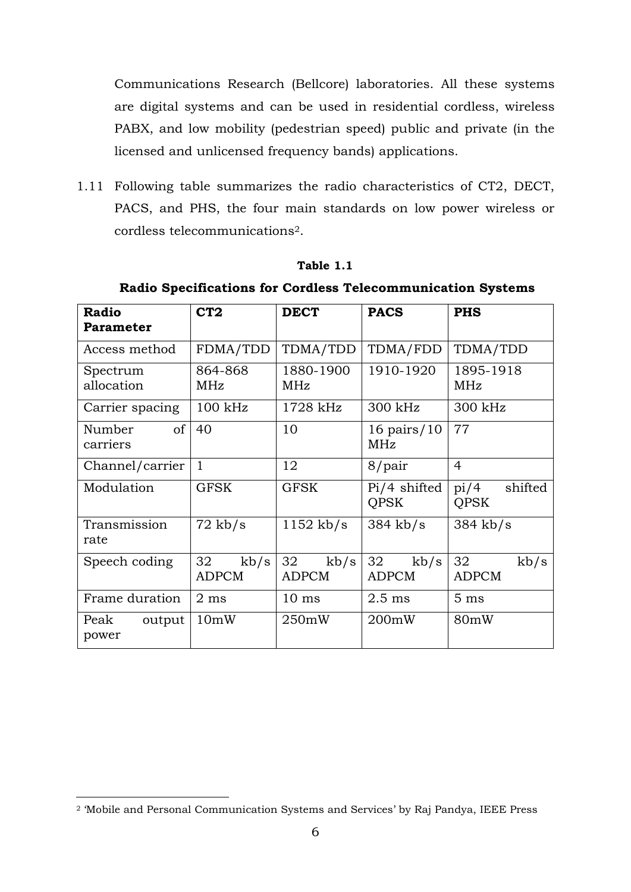Communications Research (Bellcore) laboratories. All these systems are digital systems and can be used in residential cordless, wireless PABX, and low mobility (pedestrian speed) public and private (in the licensed and unlicensed frequency bands) applications.

1.11 Following table summarizes the radio characteristics of CT2, DECT, PACS, and PHS, the four main standards on low power wireless or cordless telecommunications[2].

**Table 1.1**

**Radio Specifications for Cordless Telecommunication Systems**

| Radio Parameter | CT2 | DECT | PACS | PHS |
|---|---|---|---|---|
| Access method | FDMA/TDD | TDMA/TDD | TDMA/FDD | TDMA/TDD |
| Spectrum allocation | 864-868 MHz | 1880-1900 MHz | 1910-1920 | 1895-1918 MHz |
| Carrier spacing | 100 kHz | 1728 kHz | 300 kHz | 300 kHz |
| Number of carriers | 40 | 10 | 16 pairs/10 MHz | 77 |
| Channel/carrier | 1 | 12 | 8/pair | 4 |
| Modulation | GFSK | GFSK | Pi/4 shifted QPSK | pi/4 shifted QPSK |
| Transmission rate | 72 kb/s | 1152 kb/s | 384 kb/s | 384 kb/s |
| Speech coding | 32 kb/s ADPCM | 32 kb/s ADPCM | 32 kb/s ADPCM | 32 kb/s ADPCM |
| Frame duration | 2 ms | 10 ms | 2.5 ms | 5 ms |
| Peak output power | 10mW | 250mW | 200mW | 80mW |

[2] 'Mobile and Personal Communication Systems and Services' by Raj Pandya, IEEE Press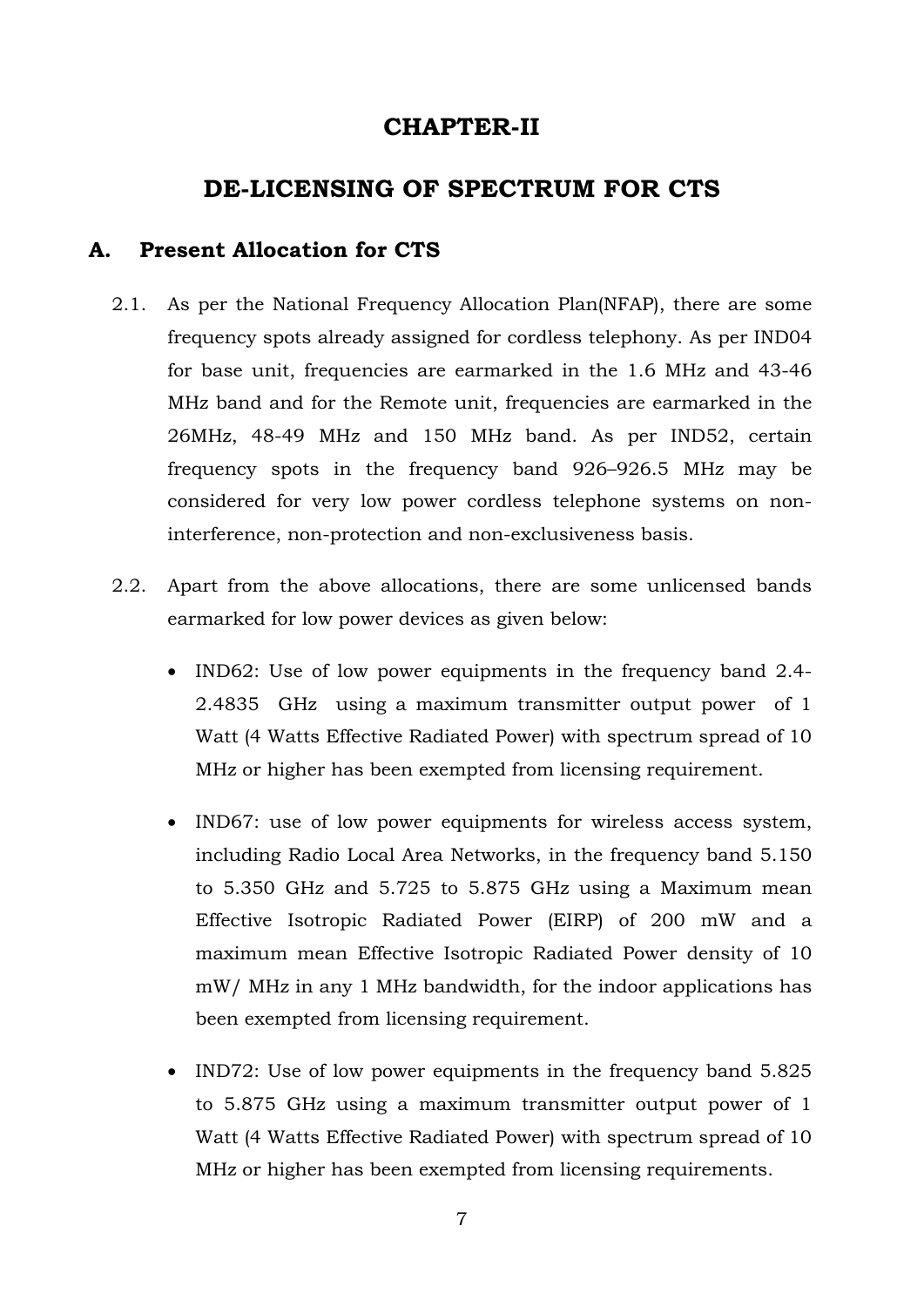# CHAPTER-II

# DE-LICENSING OF SPECTRUM FOR CTS

## A. Present Allocation for CTS

2.1. As per the National Frequency Allocation Plan(NFAP), there are some frequency spots already assigned for cordless telephony. As per IND04 for base unit, frequencies are earmarked in the 1.6 MHz and 43-46 MHz band and for the Remote unit, frequencies are earmarked in the 26MHz, 48-49 MHz and 150 MHz band. As per IND52, certain frequency spots in the frequency band 926–926.5 MHz may be considered for very low power cordless telephone systems on non-interference, non-protection and non-exclusiveness basis.

2.2. Apart from the above allocations, there are some unlicensed bands earmarked for low power devices as given below:

- IND62: Use of low power equipments in the frequency band 2.4-2.4835 GHz using a maximum transmitter output power of 1 Watt (4 Watts Effective Radiated Power) with spectrum spread of 10 MHz or higher has been exempted from licensing requirement.

- IND67: use of low power equipments for wireless access system, including Radio Local Area Networks, in the frequency band 5.150 to 5.350 GHz and 5.725 to 5.875 GHz using a Maximum mean Effective Isotropic Radiated Power (EIRP) of 200 mW and a maximum mean Effective Isotropic Radiated Power density of 10 mW/ MHz in any 1 MHz bandwidth, for the indoor applications has been exempted from licensing requirement.

- IND72: Use of low power equipments in the frequency band 5.825 to 5.875 GHz using a maximum transmitter output power of 1 Watt (4 Watts Effective Radiated Power) with spectrum spread of 10 MHz or higher has been exempted from licensing requirements.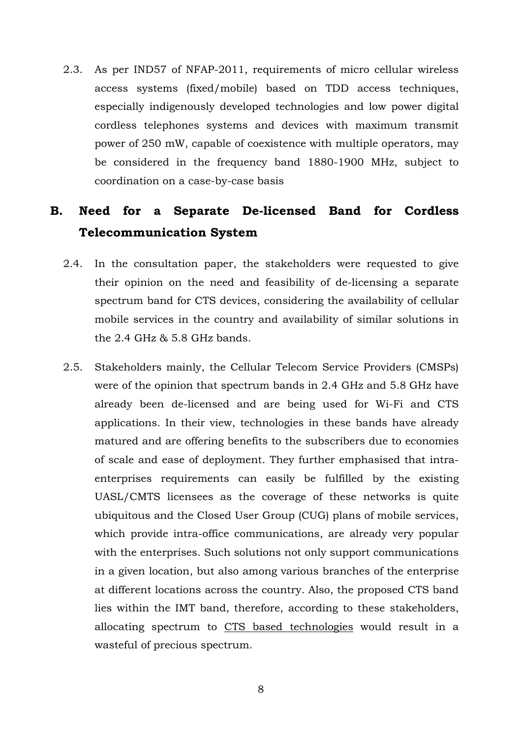2.3. As per IND57 of NFAP-2011, requirements of micro cellular wireless access systems (fixed/mobile) based on TDD access techniques, especially indigenously developed technologies and low power digital cordless telephones systems and devices with maximum transmit power of 250 mW, capable of coexistence with multiple operators, may be considered in the frequency band 1880-1900 MHz, subject to coordination on a case-by-case basis

## B. Need for a Separate De-licensed Band for Cordless Telecommunication System

2.4. In the consultation paper, the stakeholders were requested to give their opinion on the need and feasibility of de-licensing a separate spectrum band for CTS devices, considering the availability of cellular mobile services in the country and availability of similar solutions in the 2.4 GHz & 5.8 GHz bands.

2.5. Stakeholders mainly, the Cellular Telecom Service Providers (CMSPs) were of the opinion that spectrum bands in 2.4 GHz and 5.8 GHz have already been de-licensed and are being used for Wi-Fi and CTS applications. In their view, technologies in these bands have already matured and are offering benefits to the subscribers due to economies of scale and ease of deployment. They further emphasised that intra-enterprises requirements can easily be fulfilled by the existing UASL/CMTS licensees as the coverage of these networks is quite ubiquitous and the Closed User Group (CUG) plans of mobile services, which provide intra-office communications, are already very popular with the enterprises. Such solutions not only support communications in a given location, but also among various branches of the enterprise at different locations across the country. Also, the proposed CTS band lies within the IMT band, therefore, according to these stakeholders, allocating spectrum to CTS based technologies would result in a wasteful of precious spectrum.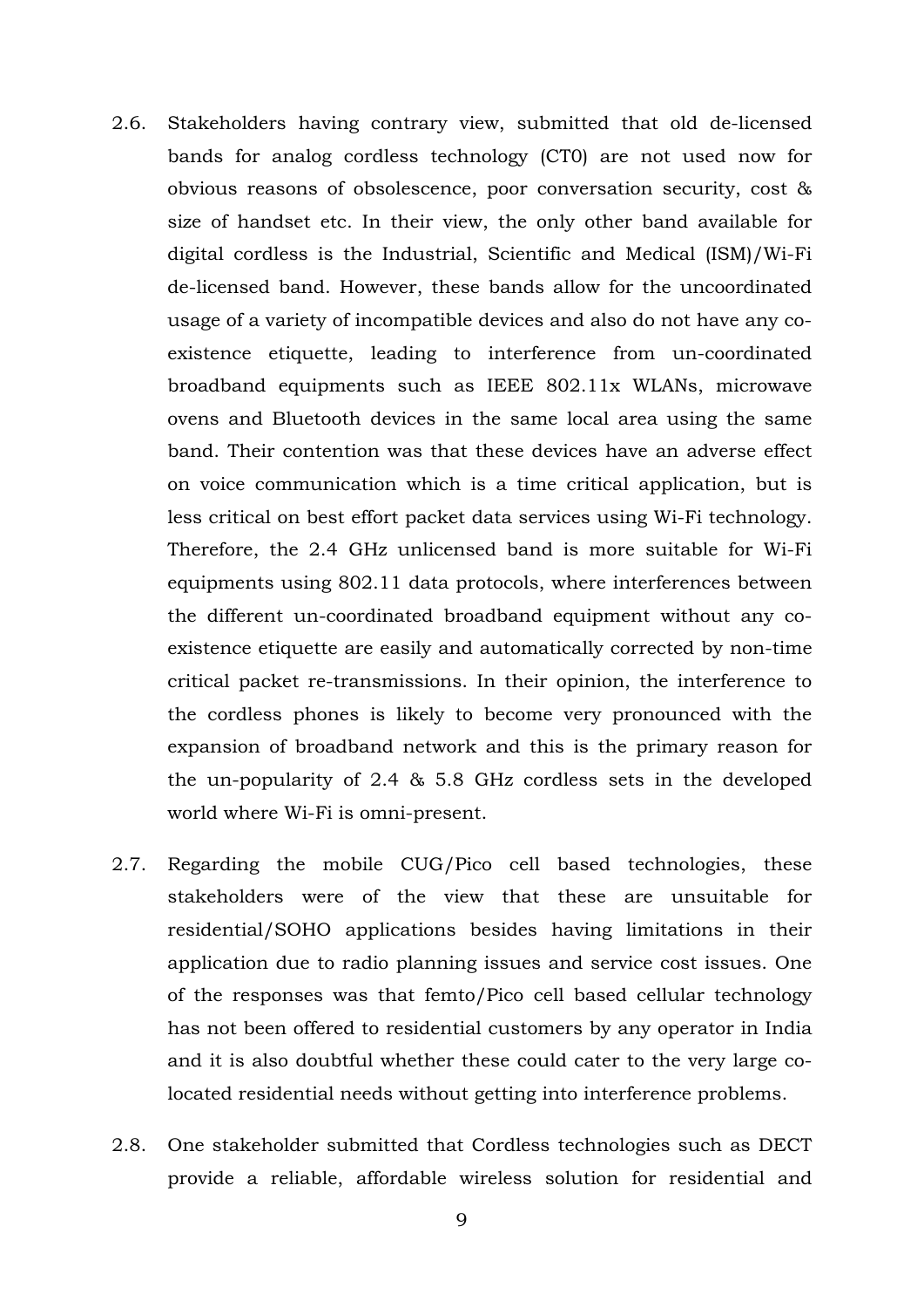2.6. Stakeholders having contrary view, submitted that old de-licensed bands for analog cordless technology (CT0) are not used now for obvious reasons of obsolescence, poor conversation security, cost & size of handset etc. In their view, the only other band available for digital cordless is the Industrial, Scientific and Medical (ISM)/Wi-Fi de-licensed band. However, these bands allow for the uncoordinated usage of a variety of incompatible devices and also do not have any co-existence etiquette, leading to interference from un-coordinated broadband equipments such as IEEE 802.11x WLANs, microwave ovens and Bluetooth devices in the same local area using the same band. Their contention was that these devices have an adverse effect on voice communication which is a time critical application, but is less critical on best effort packet data services using Wi-Fi technology. Therefore, the 2.4 GHz unlicensed band is more suitable for Wi-Fi equipments using 802.11 data protocols, where interferences between the different un-coordinated broadband equipment without any co-existence etiquette are easily and automatically corrected by non-time critical packet re-transmissions. In their opinion, the interference to the cordless phones is likely to become very pronounced with the expansion of broadband network and this is the primary reason for the un-popularity of 2.4 & 5.8 GHz cordless sets in the developed world where Wi-Fi is omni-present.

2.7. Regarding the mobile CUG/Pico cell based technologies, these stakeholders were of the view that these are unsuitable for residential/SOHO applications besides having limitations in their application due to radio planning issues and service cost issues. One of the responses was that femto/Pico cell based cellular technology has not been offered to residential customers by any operator in India and it is also doubtful whether these could cater to the very large co-located residential needs without getting into interference problems.

2.8. One stakeholder submitted that Cordless technologies such as DECT provide a reliable, affordable wireless solution for residential and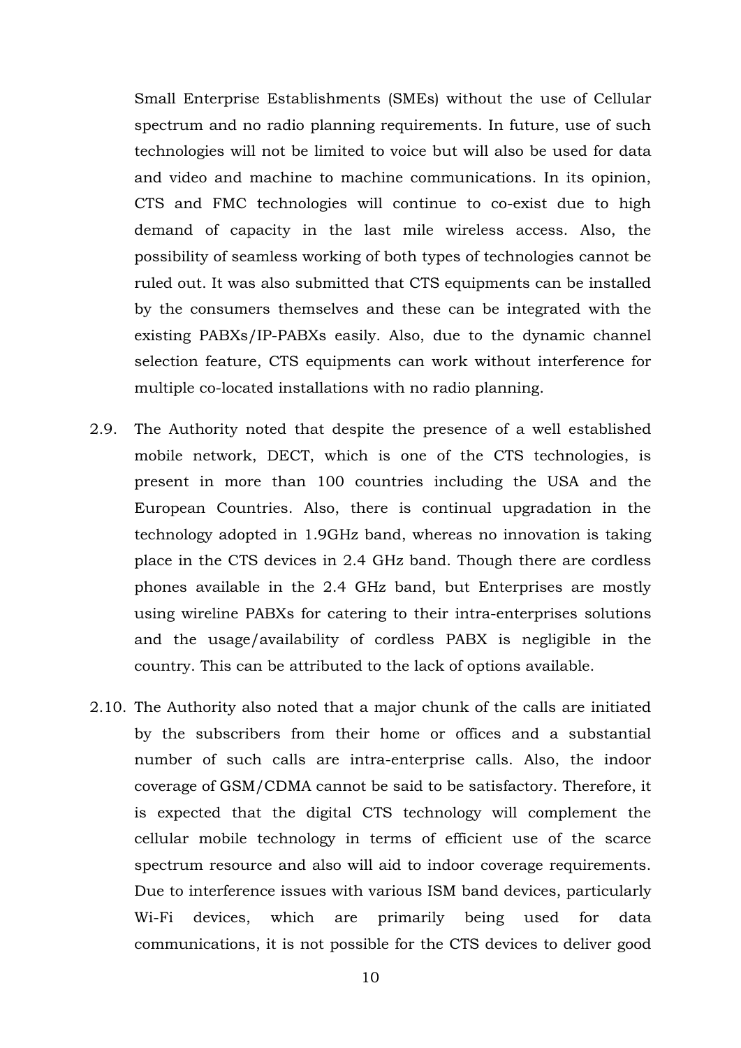Small Enterprise Establishments (SMEs) without the use of Cellular spectrum and no radio planning requirements. In future, use of such technologies will not be limited to voice but will also be used for data and video and machine to machine communications. In its opinion, CTS and FMC technologies will continue to co-exist due to high demand of capacity in the last mile wireless access. Also, the possibility of seamless working of both types of technologies cannot be ruled out. It was also submitted that CTS equipments can be installed by the consumers themselves and these can be integrated with the existing PABXs/IP-PABXs easily. Also, due to the dynamic channel selection feature, CTS equipments can work without interference for multiple co-located installations with no radio planning.

2.9. The Authority noted that despite the presence of a well established mobile network, DECT, which is one of the CTS technologies, is present in more than 100 countries including the USA and the European Countries. Also, there is continual upgradation in the technology adopted in 1.9GHz band, whereas no innovation is taking place in the CTS devices in 2.4 GHz band. Though there are cordless phones available in the 2.4 GHz band, but Enterprises are mostly using wireline PABXs for catering to their intra-enterprises solutions and the usage/availability of cordless PABX is negligible in the country. This can be attributed to the lack of options available.

2.10. The Authority also noted that a major chunk of the calls are initiated by the subscribers from their home or offices and a substantial number of such calls are intra-enterprise calls. Also, the indoor coverage of GSM/CDMA cannot be said to be satisfactory. Therefore, it is expected that the digital CTS technology will complement the cellular mobile technology in terms of efficient use of the scarce spectrum resource and also will aid to indoor coverage requirements. Due to interference issues with various ISM band devices, particularly Wi-Fi devices, which are primarily being used for data communications, it is not possible for the CTS devices to deliver good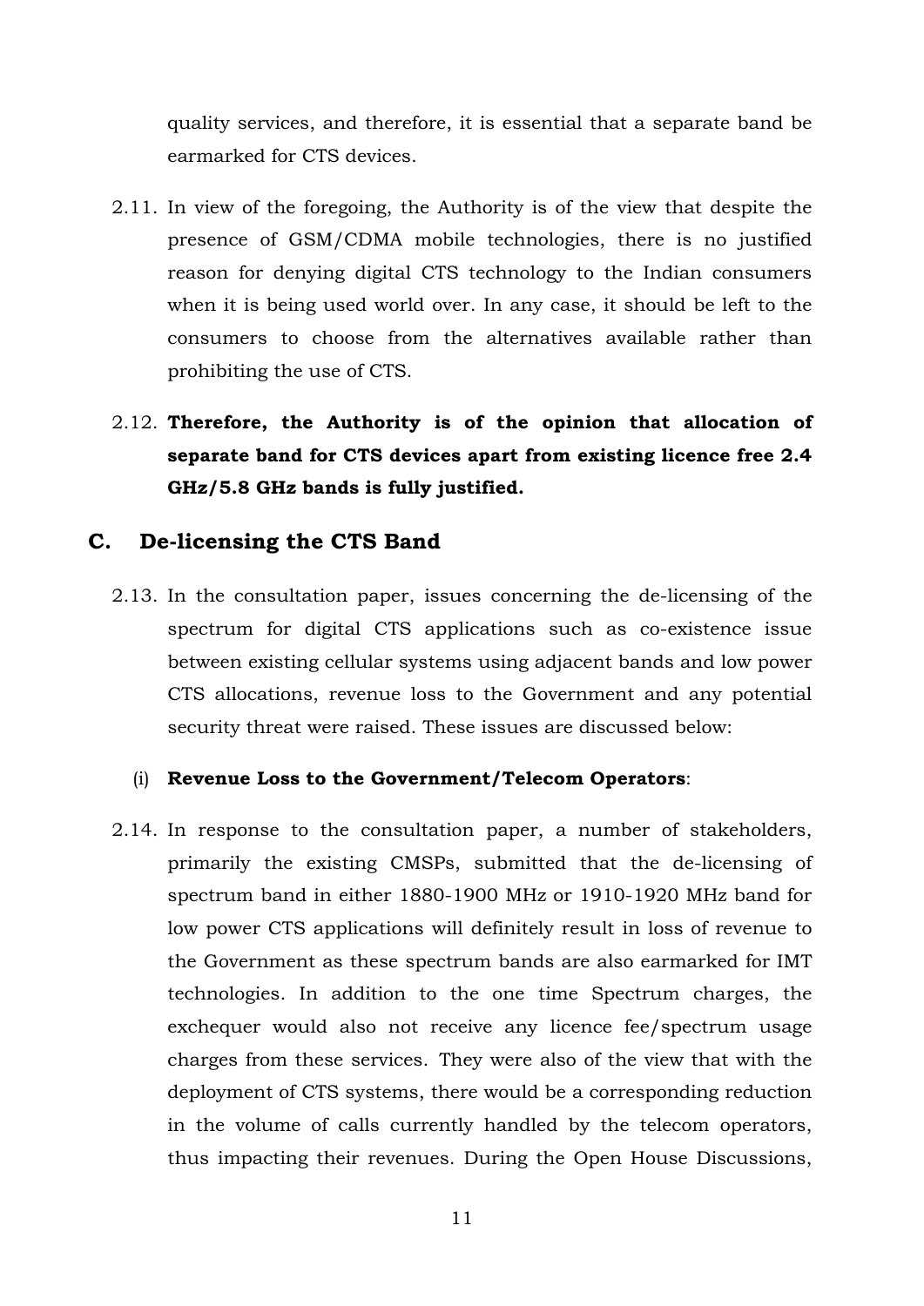quality services, and therefore, it is essential that a separate band be earmarked for CTS devices.

2.11. In view of the foregoing, the Authority is of the view that despite the presence of GSM/CDMA mobile technologies, there is no justified reason for denying digital CTS technology to the Indian consumers when it is being used world over. In any case, it should be left to the consumers to choose from the alternatives available rather than prohibiting the use of CTS.

2.12. **Therefore, the Authority is of the opinion that allocation of separate band for CTS devices apart from existing licence free 2.4 GHz/5.8 GHz bands is fully justified.**

## C. De-licensing the CTS Band

2.13. In the consultation paper, issues concerning the de-licensing of the spectrum for digital CTS applications such as co-existence issue between existing cellular systems using adjacent bands and low power CTS allocations, revenue loss to the Government and any potential security threat were raised. These issues are discussed below:

(i) **Revenue Loss to the Government/Telecom Operators**:

2.14. In response to the consultation paper, a number of stakeholders, primarily the existing CMSPs, submitted that the de-licensing of spectrum band in either 1880-1900 MHz or 1910-1920 MHz band for low power CTS applications will definitely result in loss of revenue to the Government as these spectrum bands are also earmarked for IMT technologies. In addition to the one time Spectrum charges, the exchequer would also not receive any licence fee/spectrum usage charges from these services. They were also of the view that with the deployment of CTS systems, there would be a corresponding reduction in the volume of calls currently handled by the telecom operators, thus impacting their revenues. During the Open House Discussions,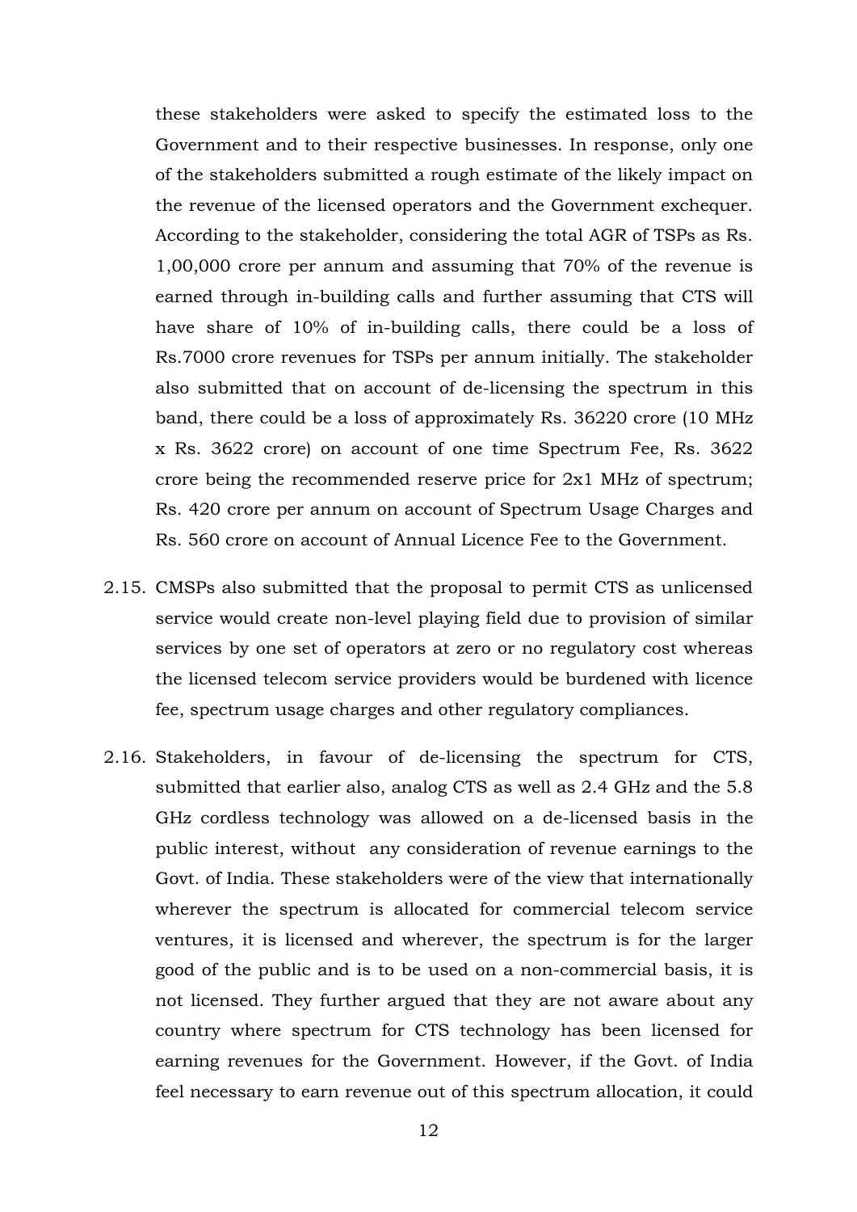these stakeholders were asked to specify the estimated loss to the Government and to their respective businesses. In response, only one of the stakeholders submitted a rough estimate of the likely impact on the revenue of the licensed operators and the Government exchequer. According to the stakeholder, considering the total AGR of TSPs as Rs. 1,00,000 crore per annum and assuming that 70% of the revenue is earned through in-building calls and further assuming that CTS will have share of 10% of in-building calls, there could be a loss of Rs.7000 crore revenues for TSPs per annum initially. The stakeholder also submitted that on account of de-licensing the spectrum in this band, there could be a loss of approximately Rs. 36220 crore (10 MHz x Rs. 3622 crore) on account of one time Spectrum Fee, Rs. 3622 crore being the recommended reserve price for 2x1 MHz of spectrum; Rs. 420 crore per annum on account of Spectrum Usage Charges and Rs. 560 crore on account of Annual Licence Fee to the Government.

2.15. CMSPs also submitted that the proposal to permit CTS as unlicensed service would create non-level playing field due to provision of similar services by one set of operators at zero or no regulatory cost whereas the licensed telecom service providers would be burdened with licence fee, spectrum usage charges and other regulatory compliances.

2.16. Stakeholders, in favour of de-licensing the spectrum for CTS, submitted that earlier also, analog CTS as well as 2.4 GHz and the 5.8 GHz cordless technology was allowed on a de-licensed basis in the public interest, without any consideration of revenue earnings to the Govt. of India. These stakeholders were of the view that internationally wherever the spectrum is allocated for commercial telecom service ventures, it is licensed and wherever, the spectrum is for the larger good of the public and is to be used on a non-commercial basis, it is not licensed. They further argued that they are not aware about any country where spectrum for CTS technology has been licensed for earning revenues for the Government. However, if the Govt. of India feel necessary to earn revenue out of this spectrum allocation, it could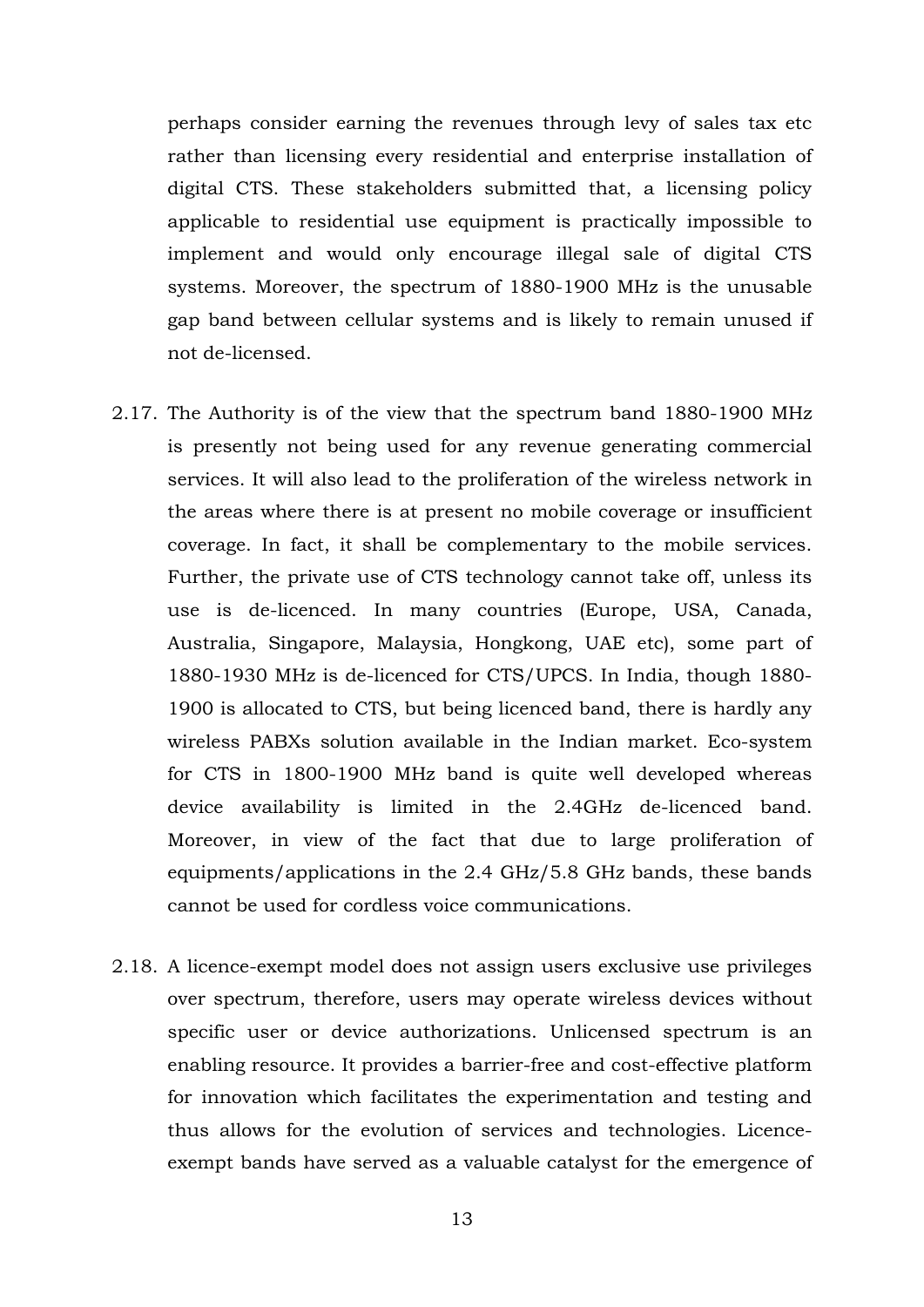perhaps consider earning the revenues through levy of sales tax etc rather than licensing every residential and enterprise installation of digital CTS. These stakeholders submitted that, a licensing policy applicable to residential use equipment is practically impossible to implement and would only encourage illegal sale of digital CTS systems. Moreover, the spectrum of 1880-1900 MHz is the unusable gap band between cellular systems and is likely to remain unused if not de-licensed.

2.17. The Authority is of the view that the spectrum band 1880-1900 MHz is presently not being used for any revenue generating commercial services. It will also lead to the proliferation of the wireless network in the areas where there is at present no mobile coverage or insufficient coverage. In fact, it shall be complementary to the mobile services. Further, the private use of CTS technology cannot take off, unless its use is de-licenced. In many countries (Europe, USA, Canada, Australia, Singapore, Malaysia, Hongkong, UAE etc), some part of 1880-1930 MHz is de-licenced for CTS/UPCS. In India, though 1880-1900 is allocated to CTS, but being licenced band, there is hardly any wireless PABXs solution available in the Indian market. Eco-system for CTS in 1800-1900 MHz band is quite well developed whereas device availability is limited in the 2.4GHz de-licenced band. Moreover, in view of the fact that due to large proliferation of equipments/applications in the 2.4 GHz/5.8 GHz bands, these bands cannot be used for cordless voice communications.

2.18. A licence-exempt model does not assign users exclusive use privileges over spectrum, therefore, users may operate wireless devices without specific user or device authorizations. Unlicensed spectrum is an enabling resource. It provides a barrier-free and cost-effective platform for innovation which facilitates the experimentation and testing and thus allows for the evolution of services and technologies. Licence-exempt bands have served as a valuable catalyst for the emergence of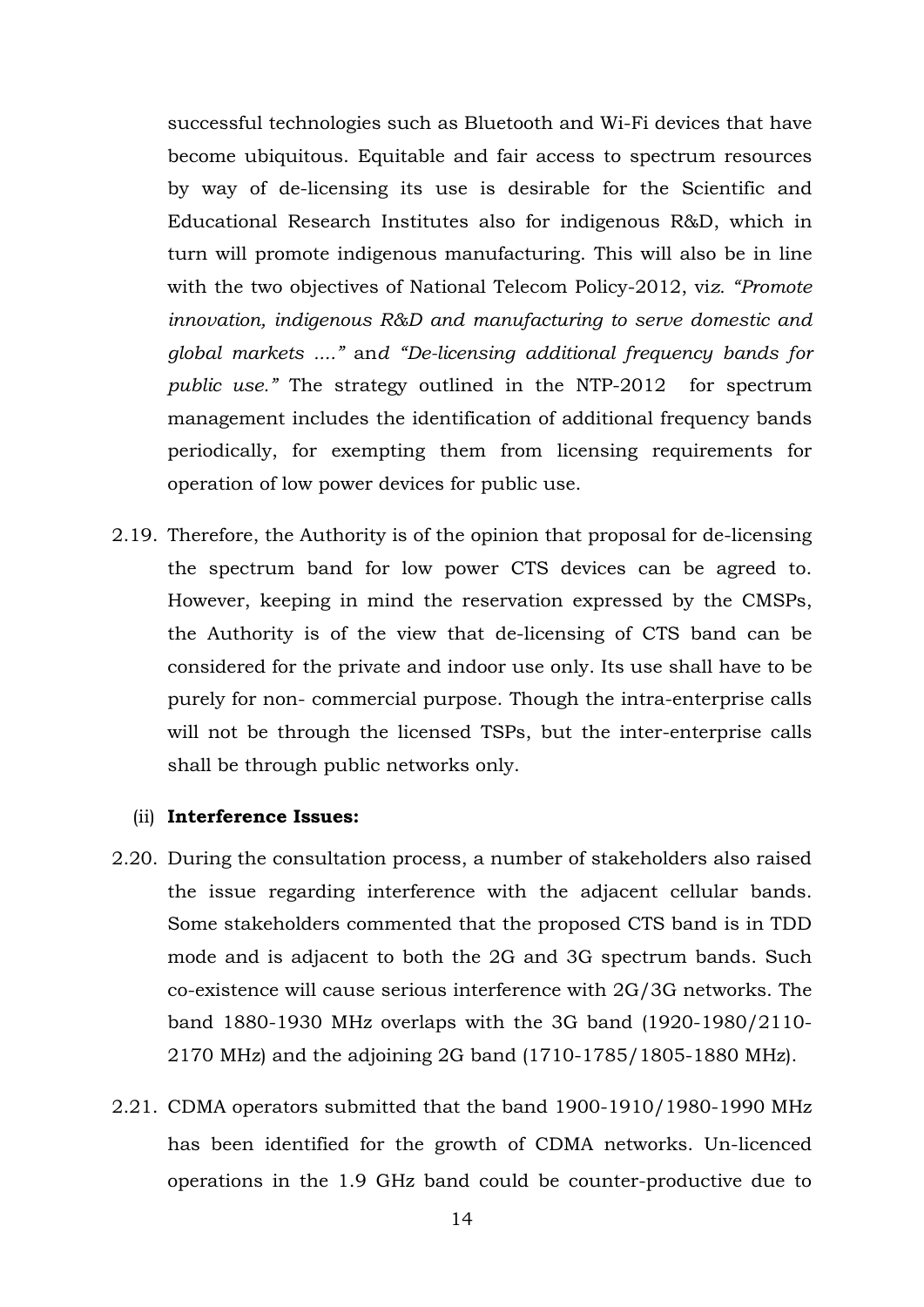successful technologies such as Bluetooth and Wi-Fi devices that have become ubiquitous. Equitable and fair access to spectrum resources by way of de-licensing its use is desirable for the Scientific and Educational Research Institutes also for indigenous R&D, which in turn will promote indigenous manufacturing. This will also be in line with the two objectives of National Telecom Policy-2012, viz. *"Promote innovation, indigenous R&D and manufacturing to serve domestic and global markets ...."* and *"De-licensing additional frequency bands for public use."* The strategy outlined in the NTP-2012 for spectrum management includes the identification of additional frequency bands periodically, for exempting them from licensing requirements for operation of low power devices for public use.

2.19. Therefore, the Authority is of the opinion that proposal for de-licensing the spectrum band for low power CTS devices can be agreed to. However, keeping in mind the reservation expressed by the CMSPs, the Authority is of the view that de-licensing of CTS band can be considered for the private and indoor use only. Its use shall have to be purely for non- commercial purpose. Though the intra-enterprise calls will not be through the licensed TSPs, but the inter-enterprise calls shall be through public networks only.

(ii) **Interference Issues:**

2.20. During the consultation process, a number of stakeholders also raised the issue regarding interference with the adjacent cellular bands. Some stakeholders commented that the proposed CTS band is in TDD mode and is adjacent to both the 2G and 3G spectrum bands. Such co-existence will cause serious interference with 2G/3G networks. The band 1880-1930 MHz overlaps with the 3G band (1920-1980/2110-2170 MHz) and the adjoining 2G band (1710-1785/1805-1880 MHz).

2.21. CDMA operators submitted that the band 1900-1910/1980-1990 MHz has been identified for the growth of CDMA networks. Un-licenced operations in the 1.9 GHz band could be counter-productive due to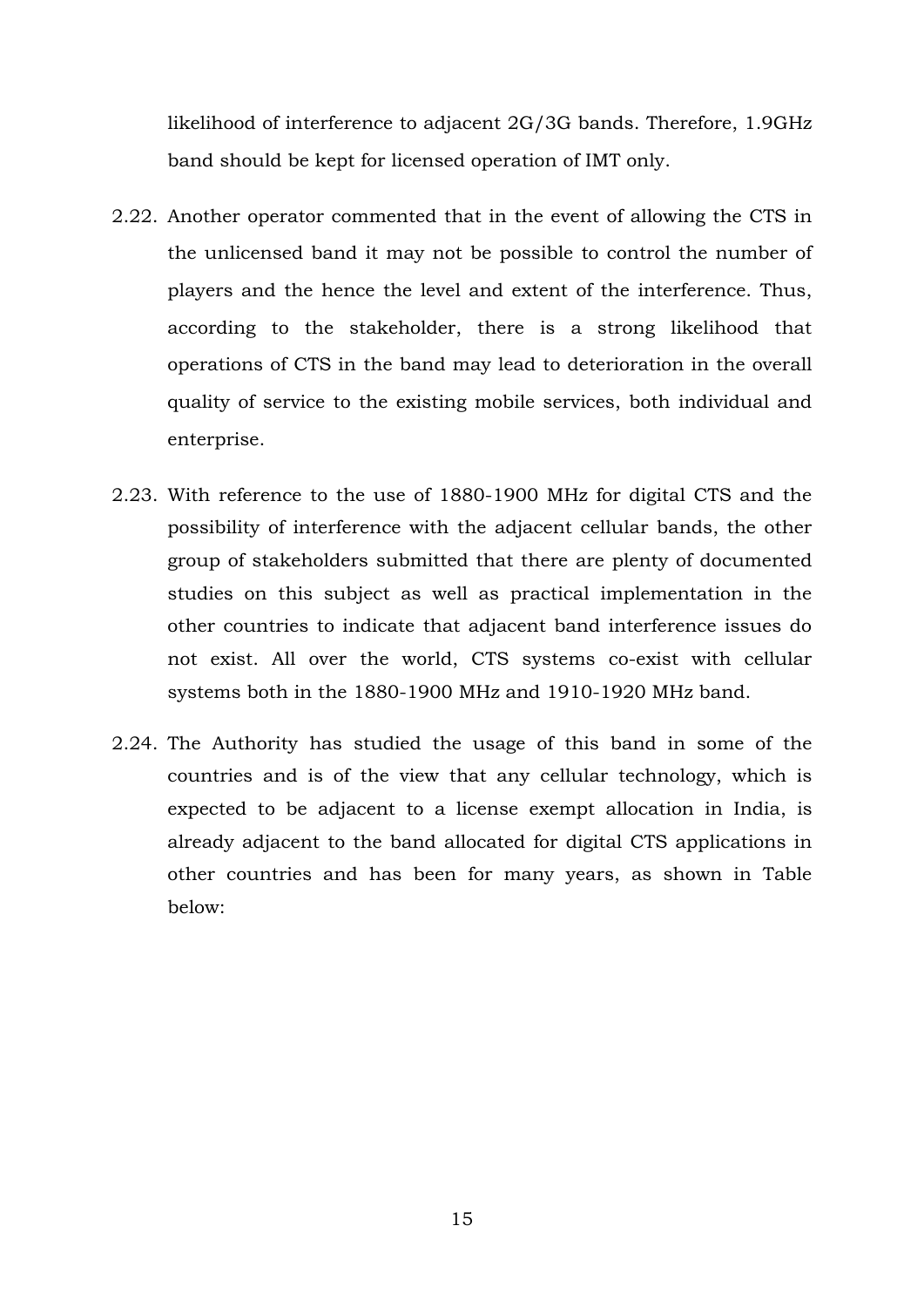likelihood of interference to adjacent 2G/3G bands. Therefore, 1.9GHz band should be kept for licensed operation of IMT only.

2.22. Another operator commented that in the event of allowing the CTS in the unlicensed band it may not be possible to control the number of players and the hence the level and extent of the interference. Thus, according to the stakeholder, there is a strong likelihood that operations of CTS in the band may lead to deterioration in the overall quality of service to the existing mobile services, both individual and enterprise.

2.23. With reference to the use of 1880-1900 MHz for digital CTS and the possibility of interference with the adjacent cellular bands, the other group of stakeholders submitted that there are plenty of documented studies on this subject as well as practical implementation in the other countries to indicate that adjacent band interference issues do not exist. All over the world, CTS systems co-exist with cellular systems both in the 1880-1900 MHz and 1910-1920 MHz band.

2.24. The Authority has studied the usage of this band in some of the countries and is of the view that any cellular technology, which is expected to be adjacent to a license exempt allocation in India, is already adjacent to the band allocated for digital CTS applications in other countries and has been for many years, as shown in Table below: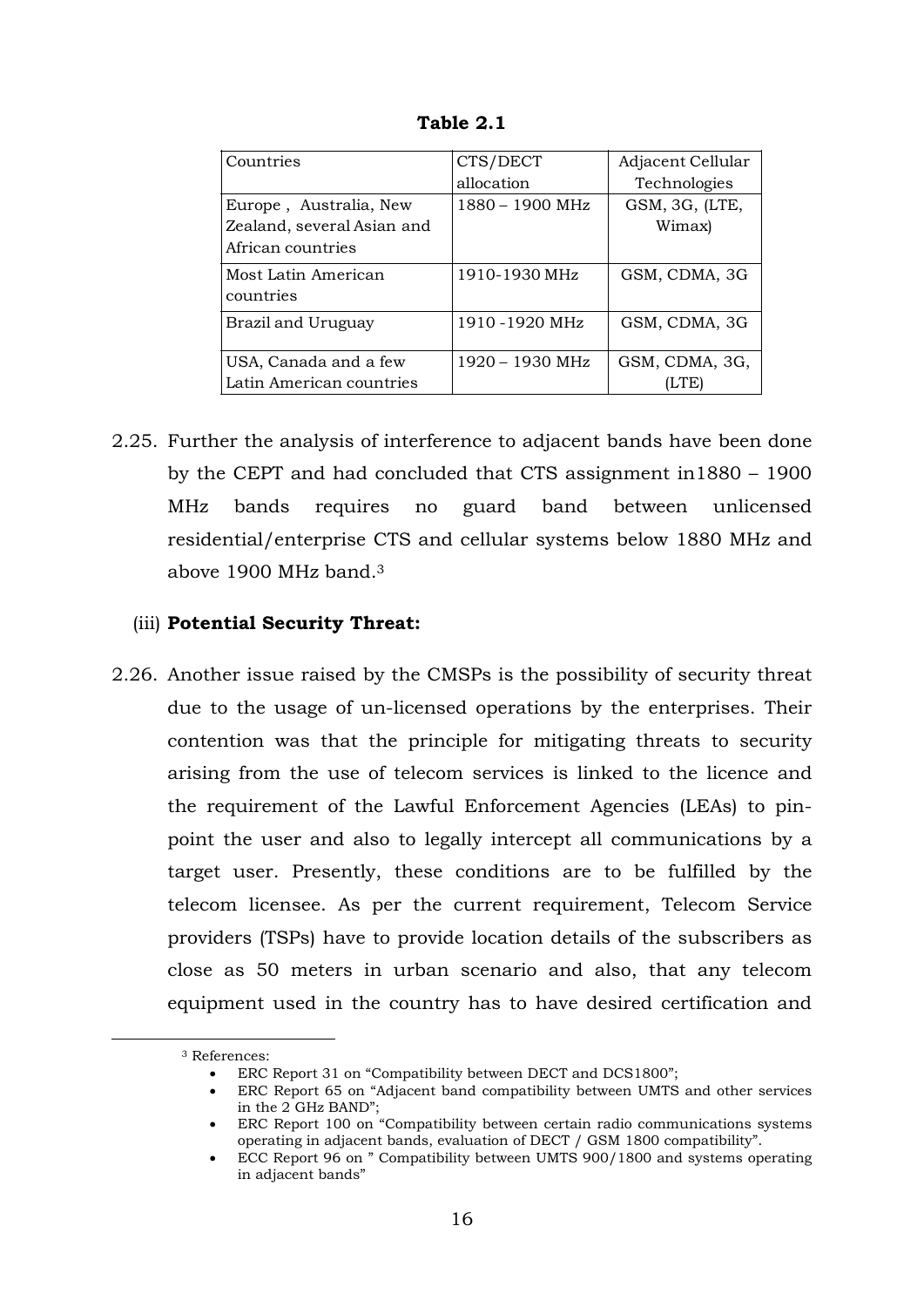**Table 2.1**

| Countries | CTS/DECT allocation | Adjacent Cellular Technologies |
|---|---|---|
| Europe , Australia, New Zealand, several Asian and African countries | 1880 – 1900 MHz | GSM, 3G, (LTE, Wimax) |
| Most Latin American countries | 1910-1930 MHz | GSM, CDMA, 3G |
| Brazil and Uruguay | 1910 -1920 MHz | GSM, CDMA, 3G |
| USA, Canada and a few Latin American countries | 1920 – 1930 MHz | GSM, CDMA, 3G, (LTE) |

2.25. Further the analysis of interference to adjacent bands have been done by the CEPT and had concluded that CTS assignment in1880 – 1900 MHz bands requires no guard band between unlicensed residential/enterprise CTS and cellular systems below 1880 MHz and above 1900 MHz band.[3]

(iii) **Potential Security Threat:**

2.26. Another issue raised by the CMSPs is the possibility of security threat due to the usage of un-licensed operations by the enterprises. Their contention was that the principle for mitigating threats to security arising from the use of telecom services is linked to the licence and the requirement of the Lawful Enforcement Agencies (LEAs) to pin-point the user and also to legally intercept all communications by a target user. Presently, these conditions are to be fulfilled by the telecom licensee. As per the current requirement, Telecom Service providers (TSPs) have to provide location details of the subscribers as close as 50 meters in urban scenario and also, that any telecom equipment used in the country has to have desired certification and

---

[3] References:

- ERC Report 31 on "Compatibility between DECT and DCS1800";
- ERC Report 65 on "Adjacent band compatibility between UMTS and other services in the 2 GHz BAND";
- ERC Report 100 on "Compatibility between certain radio communications systems operating in adjacent bands, evaluation of DECT / GSM 1800 compatibility".
- ECC Report 96 on " Compatibility between UMTS 900/1800 and systems operating in adjacent bands"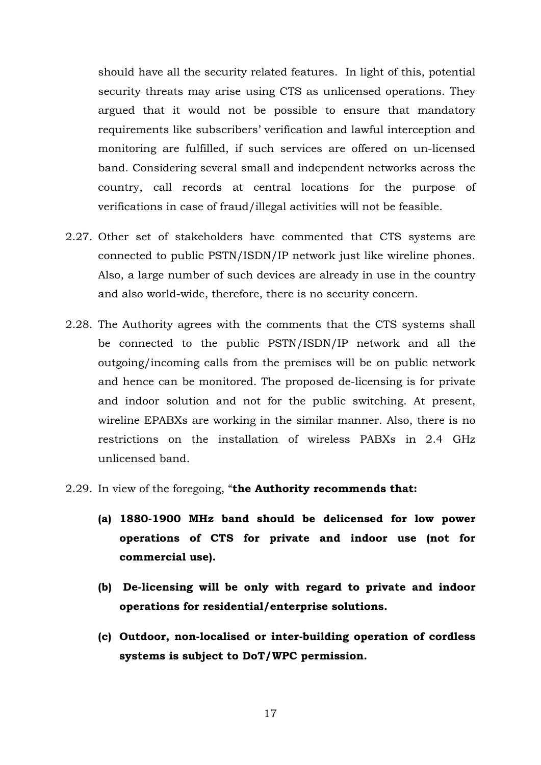should have all the security related features. In light of this, potential security threats may arise using CTS as unlicensed operations. They argued that it would not be possible to ensure that mandatory requirements like subscribers' verification and lawful interception and monitoring are fulfilled, if such services are offered on un-licensed band. Considering several small and independent networks across the country, call records at central locations for the purpose of verifications in case of fraud/illegal activities will not be feasible.

2.27. Other set of stakeholders have commented that CTS systems are connected to public PSTN/ISDN/IP network just like wireline phones. Also, a large number of such devices are already in use in the country and also world-wide, therefore, there is no security concern.

2.28. The Authority agrees with the comments that the CTS systems shall be connected to the public PSTN/ISDN/IP network and all the outgoing/incoming calls from the premises will be on public network and hence can be monitored. The proposed de-licensing is for private and indoor solution and not for the public switching. At present, wireline EPABXs are working in the similar manner. Also, there is no restrictions on the installation of wireless PABXs in 2.4 GHz unlicensed band.

2.29. In view of the foregoing, "**the Authority recommends that:**

**(a) 1880-1900 MHz band should be delicensed for low power operations of CTS for private and indoor use (not for commercial use).**

**(b) De-licensing will be only with regard to private and indoor operations for residential/enterprise solutions.**

**(c) Outdoor, non-localised or inter-building operation of cordless systems is subject to DoT/WPC permission.**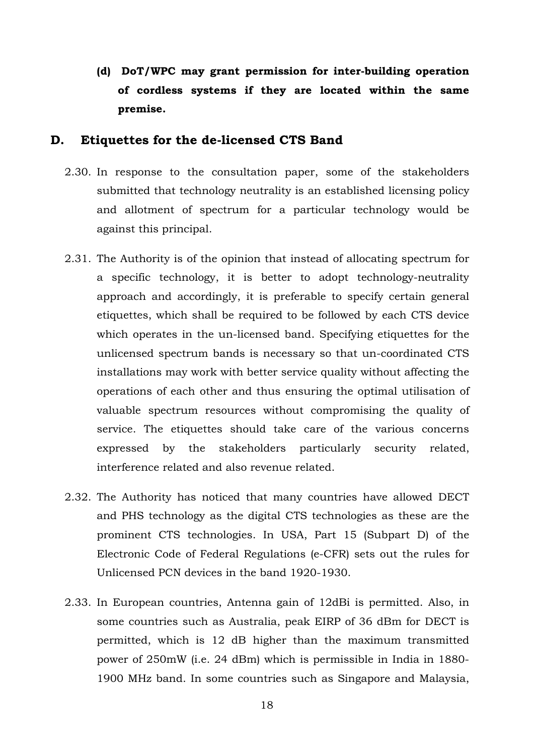**(d) DoT/WPC may grant permission for inter-building operation of cordless systems if they are located within the same premise.**

## D. Etiquettes for the de-licensed CTS Band

2.30. In response to the consultation paper, some of the stakeholders submitted that technology neutrality is an established licensing policy and allotment of spectrum for a particular technology would be against this principal.

2.31. The Authority is of the opinion that instead of allocating spectrum for a specific technology, it is better to adopt technology-neutrality approach and accordingly, it is preferable to specify certain general etiquettes, which shall be required to be followed by each CTS device which operates in the un-licensed band. Specifying etiquettes for the unlicensed spectrum bands is necessary so that un-coordinated CTS installations may work with better service quality without affecting the operations of each other and thus ensuring the optimal utilisation of valuable spectrum resources without compromising the quality of service. The etiquettes should take care of the various concerns expressed by the stakeholders particularly security related, interference related and also revenue related.

2.32. The Authority has noticed that many countries have allowed DECT and PHS technology as the digital CTS technologies as these are the prominent CTS technologies. In USA, Part 15 (Subpart D) of the Electronic Code of Federal Regulations (e-CFR) sets out the rules for Unlicensed PCN devices in the band 1920-1930.

2.33. In European countries, Antenna gain of 12dBi is permitted. Also, in some countries such as Australia, peak EIRP of 36 dBm for DECT is permitted, which is 12 dB higher than the maximum transmitted power of 250mW (i.e. 24 dBm) which is permissible in India in 1880-1900 MHz band. In some countries such as Singapore and Malaysia,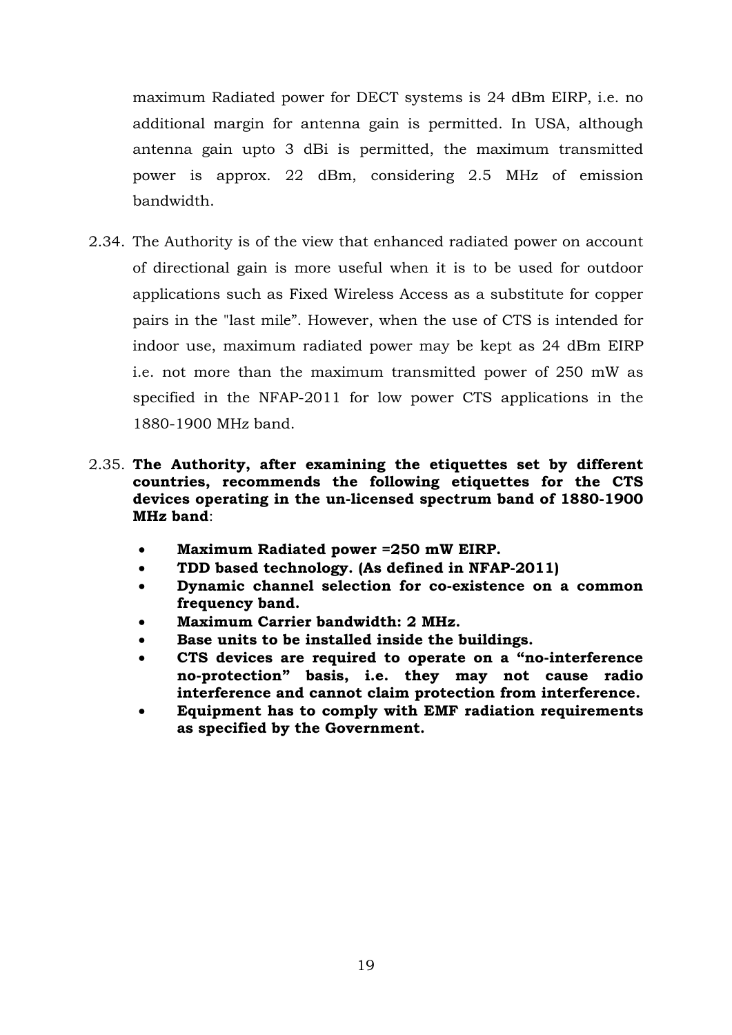maximum Radiated power for DECT systems is 24 dBm EIRP, i.e. no additional margin for antenna gain is permitted. In USA, although antenna gain upto 3 dBi is permitted, the maximum transmitted power is approx. 22 dBm, considering 2.5 MHz of emission bandwidth.

2.34. The Authority is of the view that enhanced radiated power on account of directional gain is more useful when it is to be used for outdoor applications such as Fixed Wireless Access as a substitute for copper pairs in the "last mile". However, when the use of CTS is intended for indoor use, maximum radiated power may be kept as 24 dBm EIRP i.e. not more than the maximum transmitted power of 250 mW as specified in the NFAP-2011 for low power CTS applications in the 1880-1900 MHz band.

2.35. **The Authority, after examining the etiquettes set by different countries, recommends the following etiquettes for the CTS devices operating in the un-licensed spectrum band of 1880-1900 MHz band**:

- **Maximum Radiated power =250 mW EIRP.**
- **TDD based technology. (As defined in NFAP-2011)**
- **Dynamic channel selection for co-existence on a common frequency band.**
- **Maximum Carrier bandwidth: 2 MHz.**
- **Base units to be installed inside the buildings.**
- **CTS devices are required to operate on a "no-interference no-protection" basis, i.e. they may not cause radio interference and cannot claim protection from interference.**
- **Equipment has to comply with EMF radiation requirements as specified by the Government.**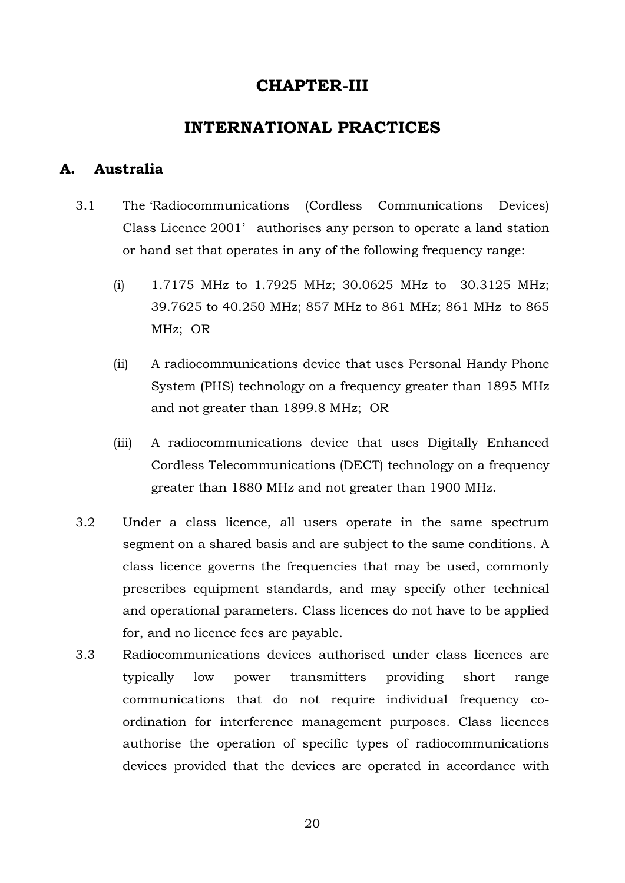# CHAPTER-III

# INTERNATIONAL PRACTICES

## A. Australia

3.1 The 'Radiocommunications (Cordless Communications Devices) Class Licence 2001' authorises any person to operate a land station or hand set that operates in any of the following frequency range:

(i) 1.7175 MHz to 1.7925 MHz; 30.0625 MHz to 30.3125 MHz; 39.7625 to 40.250 MHz; 857 MHz to 861 MHz; 861 MHz to 865 MHz; OR

(ii) A radiocommunications device that uses Personal Handy Phone System (PHS) technology on a frequency greater than 1895 MHz and not greater than 1899.8 MHz; OR

(iii) A radiocommunications device that uses Digitally Enhanced Cordless Telecommunications (DECT) technology on a frequency greater than 1880 MHz and not greater than 1900 MHz.

3.2 Under a class licence, all users operate in the same spectrum segment on a shared basis and are subject to the same conditions. A class licence governs the frequencies that may be used, commonly prescribes equipment standards, and may specify other technical and operational parameters. Class licences do not have to be applied for, and no licence fees are payable.

3.3 Radiocommunications devices authorised under class licences are typically low power transmitters providing short range communications that do not require individual frequency co-ordination for interference management purposes. Class licences authorise the operation of specific types of radiocommunications devices provided that the devices are operated in accordance with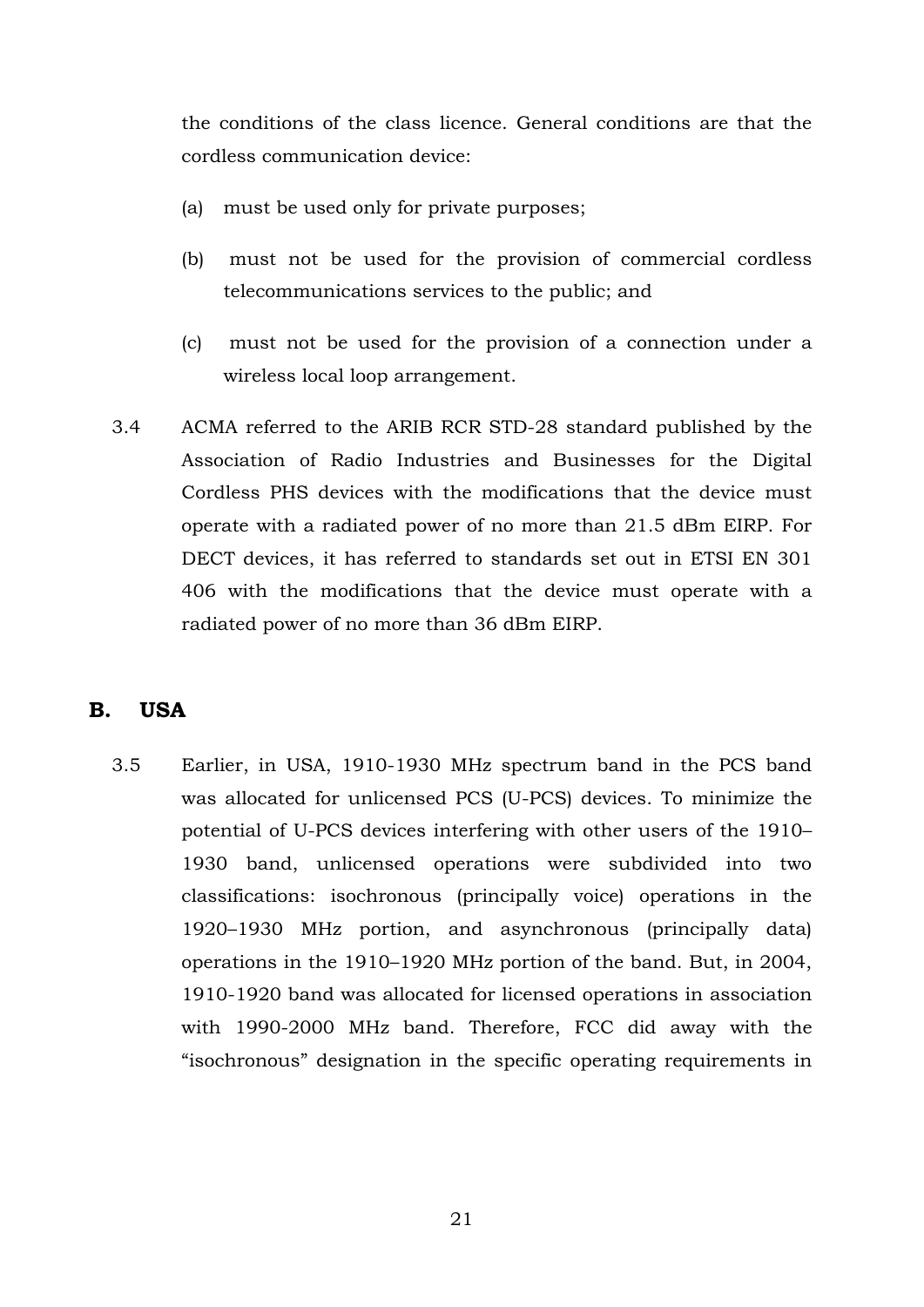the conditions of the class licence. General conditions are that the cordless communication device:

(a) must be used only for private purposes;

(b) must not be used for the provision of commercial cordless telecommunications services to the public; and

(c) must not be used for the provision of a connection under a wireless local loop arrangement.

3.4 ACMA referred to the ARIB RCR STD-28 standard published by the Association of Radio Industries and Businesses for the Digital Cordless PHS devices with the modifications that the device must operate with a radiated power of no more than 21.5 dBm EIRP. For DECT devices, it has referred to standards set out in ETSI EN 301 406 with the modifications that the device must operate with a radiated power of no more than 36 dBm EIRP.

## B. USA

3.5 Earlier, in USA, 1910-1930 MHz spectrum band in the PCS band was allocated for unlicensed PCS (U-PCS) devices. To minimize the potential of U-PCS devices interfering with other users of the 1910–1930 band, unlicensed operations were subdivided into two classifications: isochronous (principally voice) operations in the 1920–1930 MHz portion, and asynchronous (principally data) operations in the 1910–1920 MHz portion of the band. But, in 2004, 1910-1920 band was allocated for licensed operations in association with 1990-2000 MHz band. Therefore, FCC did away with the "isochronous" designation in the specific operating requirements in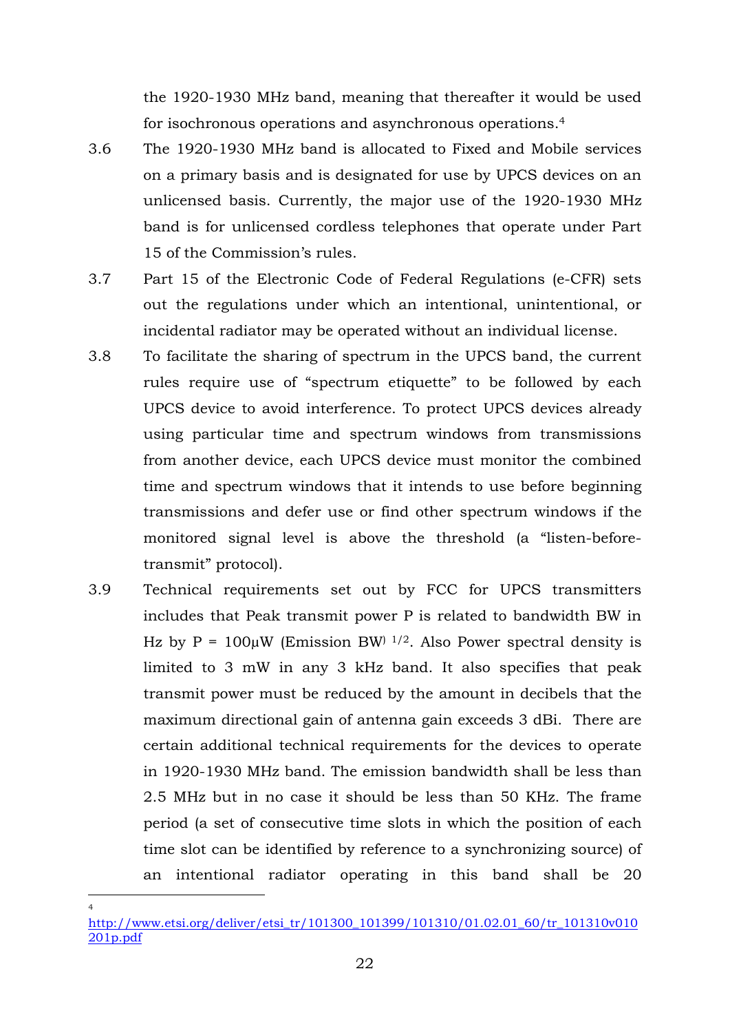the 1920-1930 MHz band, meaning that thereafter it would be used for isochronous operations and asynchronous operations.[4]

3.6 The 1920-1930 MHz band is allocated to Fixed and Mobile services on a primary basis and is designated for use by UPCS devices on an unlicensed basis. Currently, the major use of the 1920-1930 MHz band is for unlicensed cordless telephones that operate under Part 15 of the Commission's rules.

3.7 Part 15 of the Electronic Code of Federal Regulations (e-CFR) sets out the regulations under which an intentional, unintentional, or incidental radiator may be operated without an individual license.

3.8 To facilitate the sharing of spectrum in the UPCS band, the current rules require use of "spectrum etiquette" to be followed by each UPCS device to avoid interference. To protect UPCS devices already using particular time and spectrum windows from transmissions from another device, each UPCS device must monitor the combined time and spectrum windows that it intends to use before beginning transmissions and defer use or find other spectrum windows if the monitored signal level is above the threshold (a "listen-before-transmit" protocol).

3.9 Technical requirements set out by FCC for UPCS transmitters includes that Peak transmit power P is related to bandwidth BW in Hz by $P = 100\mu W \text{ (Emission BW)}^{1/2}$. Also Power spectral density is limited to 3 mW in any 3 kHz band. It also specifies that peak transmit power must be reduced by the amount in decibels that the maximum directional gain of antenna gain exceeds 3 dBi. There are certain additional technical requirements for the devices to operate in 1920-1930 MHz band. The emission bandwidth shall be less than 2.5 MHz but in no case it should be less than 50 KHz. The frame period (a set of consecutive time slots in which the position of each time slot can be identified by reference to a synchronizing source) of an intentional radiator operating in this band shall be 20

---

[4] http://www.etsi.org/deliver/etsi_tr/101300_101399/101310/01.02.01_60/tr_101310v010201p.pdf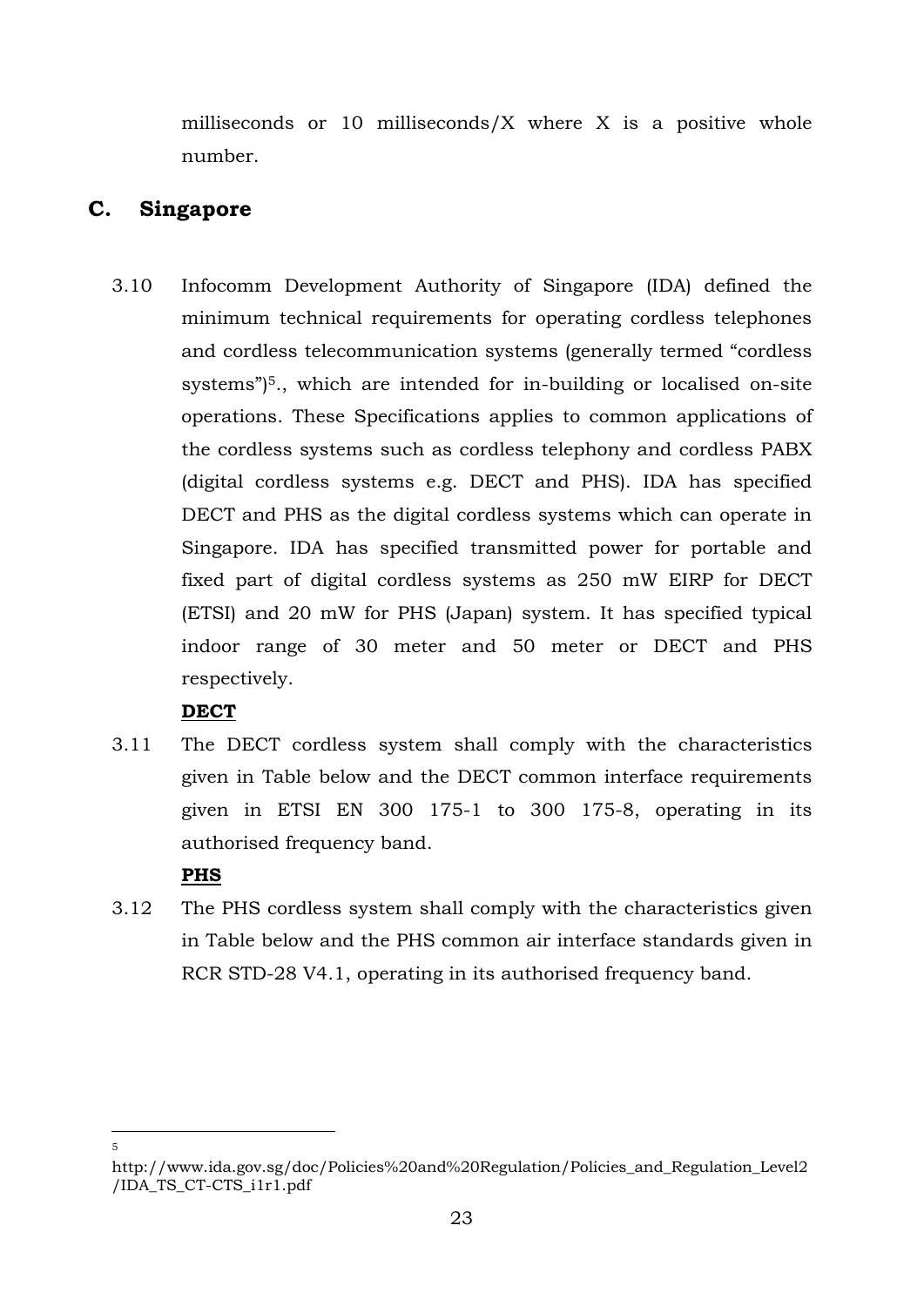milliseconds or 10 milliseconds/X where X is a positive whole number.

## C. Singapore

3.10 Infocomm Development Authority of Singapore (IDA) defined the minimum technical requirements for operating cordless telephones and cordless telecommunication systems (generally termed "cordless systems")[5]., which are intended for in-building or localised on-site operations. These Specifications applies to common applications of the cordless systems such as cordless telephony and cordless PABX (digital cordless systems e.g. DECT and PHS). IDA has specified DECT and PHS as the digital cordless systems which can operate in Singapore. IDA has specified transmitted power for portable and fixed part of digital cordless systems as 250 mW EIRP for DECT (ETSI) and 20 mW for PHS (Japan) system. It has specified typical indoor range of 30 meter and 50 meter or DECT and PHS respectively.

**DECT**

3.11 The DECT cordless system shall comply with the characteristics given in Table below and the DECT common interface requirements given in ETSI EN 300 175-1 to 300 175-8, operating in its authorised frequency band.

**PHS**

3.12 The PHS cordless system shall comply with the characteristics given in Table below and the PHS common air interface standards given in RCR STD-28 V4.1, operating in its authorised frequency band.

---

[5] http://www.ida.gov.sg/doc/Policies%20and%20Regulation/Policies_and_Regulation_Level2/IDA_TS_CT-CTS_i1r1.pdf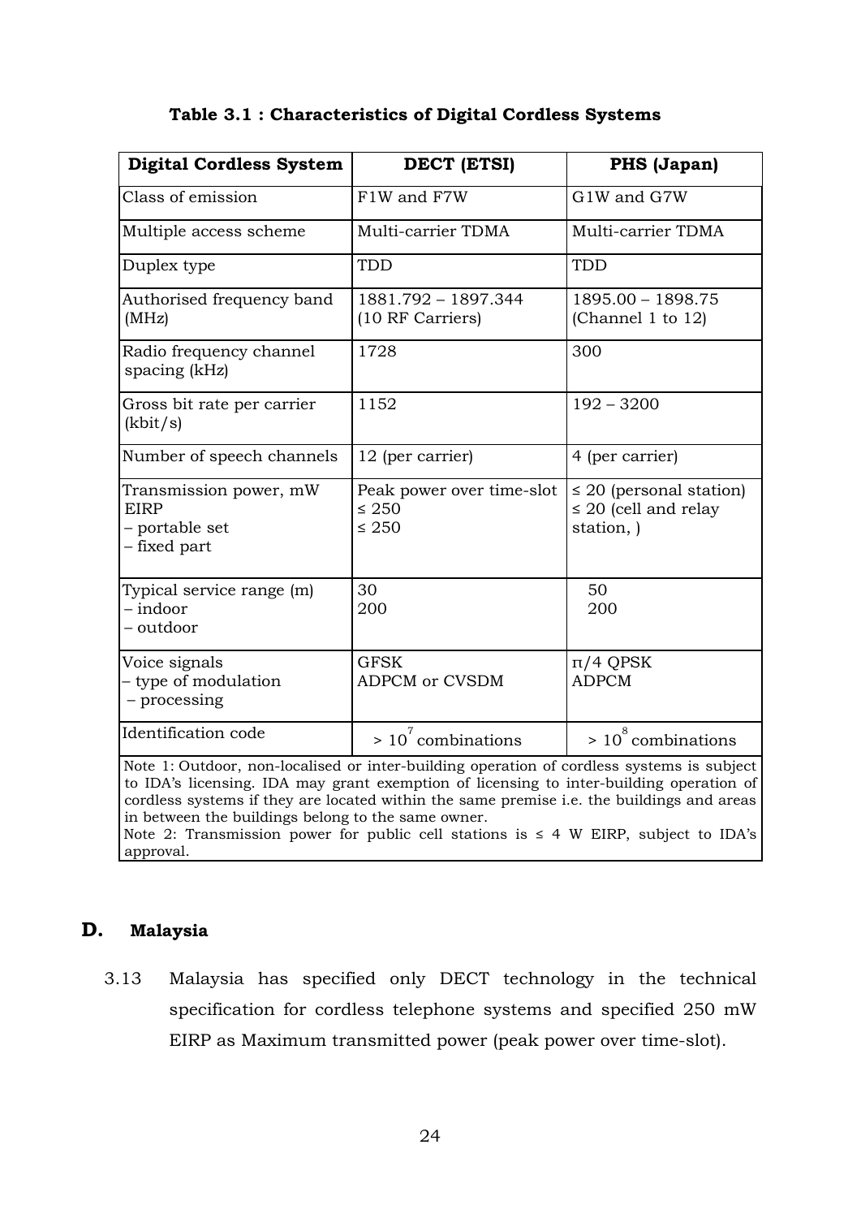**Table 3.1 : Characteristics of Digital Cordless Systems**

| Digital Cordless System | DECT (ETSI) | PHS (Japan) |
|---|---|---|
| Class of emission | F1W and F7W | G1W and G7W |
| Multiple access scheme | Multi-carrier TDMA | Multi-carrier TDMA |
| Duplex type | TDD | TDD |
| Authorised frequency band (MHz) | 1881.792 – 1897.344 (10 RF Carriers) | 1895.00 – 1898.75 (Channel 1 to 12) |
| Radio frequency channel spacing (kHz) | 1728 | 300 |
| Gross bit rate per carrier (kbit/s) | 1152 | 192 – 3200 |
| Number of speech channels | 12 (per carrier) | 4 (per carrier) |
| Transmission power, mW EIRP<br>– portable set<br>– fixed part | Peak power over time-slot<br>≤ 250<br>≤ 250 | ≤ 20 (personal station)<br>≤ 20 (cell and relay station, ) |
| Typical service range (m)<br>– indoor<br>– outdoor | 30<br>200 | 50<br>200 |
| Voice signals<br>– type of modulation<br>– processing | GFSK<br>ADPCM or CVSDM | π/4 QPSK<br>ADPCM |
| Identification code | $> 10^7$ combinations | $> 10^8$ combinations |

Note 1: Outdoor, non-localised or inter-building operation of cordless systems is subject to IDA's licensing. IDA may grant exemption of licensing to inter-building operation of cordless systems if they are located within the same premise i.e. the buildings and areas in between the buildings belong to the same owner.
Note 2: Transmission power for public cell stations is ≤ 4 W EIRP, subject to IDA's approval.

## D. Malaysia

3.13 Malaysia has specified only DECT technology in the technical specification for cordless telephone systems and specified 250 mW EIRP as Maximum transmitted power (peak power over time-slot).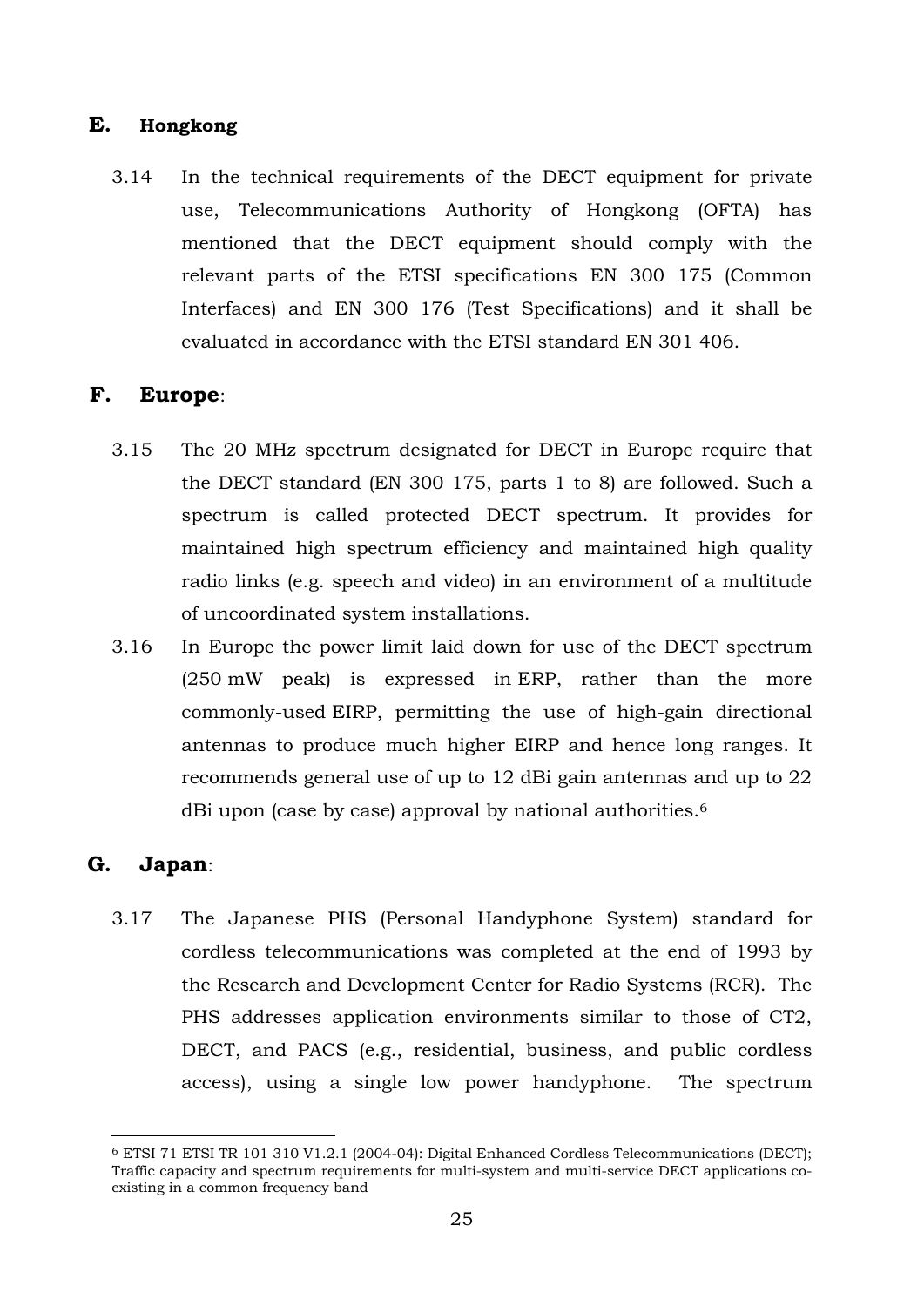## E. Hongkong

3.14 In the technical requirements of the DECT equipment for private use, Telecommunications Authority of Hongkong (OFTA) has mentioned that the DECT equipment should comply with the relevant parts of the ETSI specifications EN 300 175 (Common Interfaces) and EN 300 176 (Test Specifications) and it shall be evaluated in accordance with the ETSI standard EN 301 406.

## F. Europe:

3.15 The 20 MHz spectrum designated for DECT in Europe require that the DECT standard (EN 300 175, parts 1 to 8) are followed. Such a spectrum is called protected DECT spectrum. It provides for maintained high spectrum efficiency and maintained high quality radio links (e.g. speech and video) in an environment of a multitude of uncoordinated system installations.

3.16 In Europe the power limit laid down for use of the DECT spectrum (250 mW peak) is expressed in ERP, rather than the more commonly-used EIRP, permitting the use of high-gain directional antennas to produce much higher EIRP and hence long ranges. It recommends general use of up to 12 dBi gain antennas and up to 22 dBi upon (case by case) approval by national authorities.[6]

## G. Japan:

3.17 The Japanese PHS (Personal Handyphone System) standard for cordless telecommunications was completed at the end of 1993 by the Research and Development Center for Radio Systems (RCR). The PHS addresses application environments similar to those of CT2, DECT, and PACS (e.g., residential, business, and public cordless access), using a single low power handyphone. The spectrum

---

[6] ETSI 71 ETSI TR 101 310 V1.2.1 (2004-04): Digital Enhanced Cordless Telecommunications (DECT); Traffic capacity and spectrum requirements for multi-system and multi-service DECT applications co-existing in a common frequency band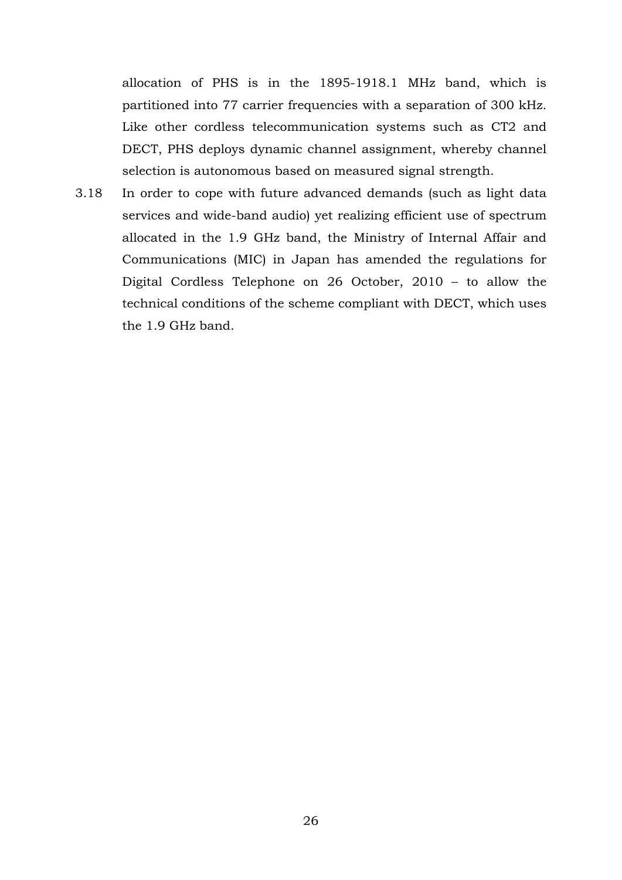allocation of PHS is in the 1895-1918.1 MHz band, which is partitioned into 77 carrier frequencies with a separation of 300 kHz. Like other cordless telecommunication systems such as CT2 and DECT, PHS deploys dynamic channel assignment, whereby channel selection is autonomous based on measured signal strength.

3.18 In order to cope with future advanced demands (such as light data services and wide-band audio) yet realizing efficient use of spectrum allocated in the 1.9 GHz band, the Ministry of Internal Affair and Communications (MIC) in Japan has amended the regulations for Digital Cordless Telephone on 26 October, 2010 – to allow the technical conditions of the scheme compliant with DECT, which uses the 1.9 GHz band.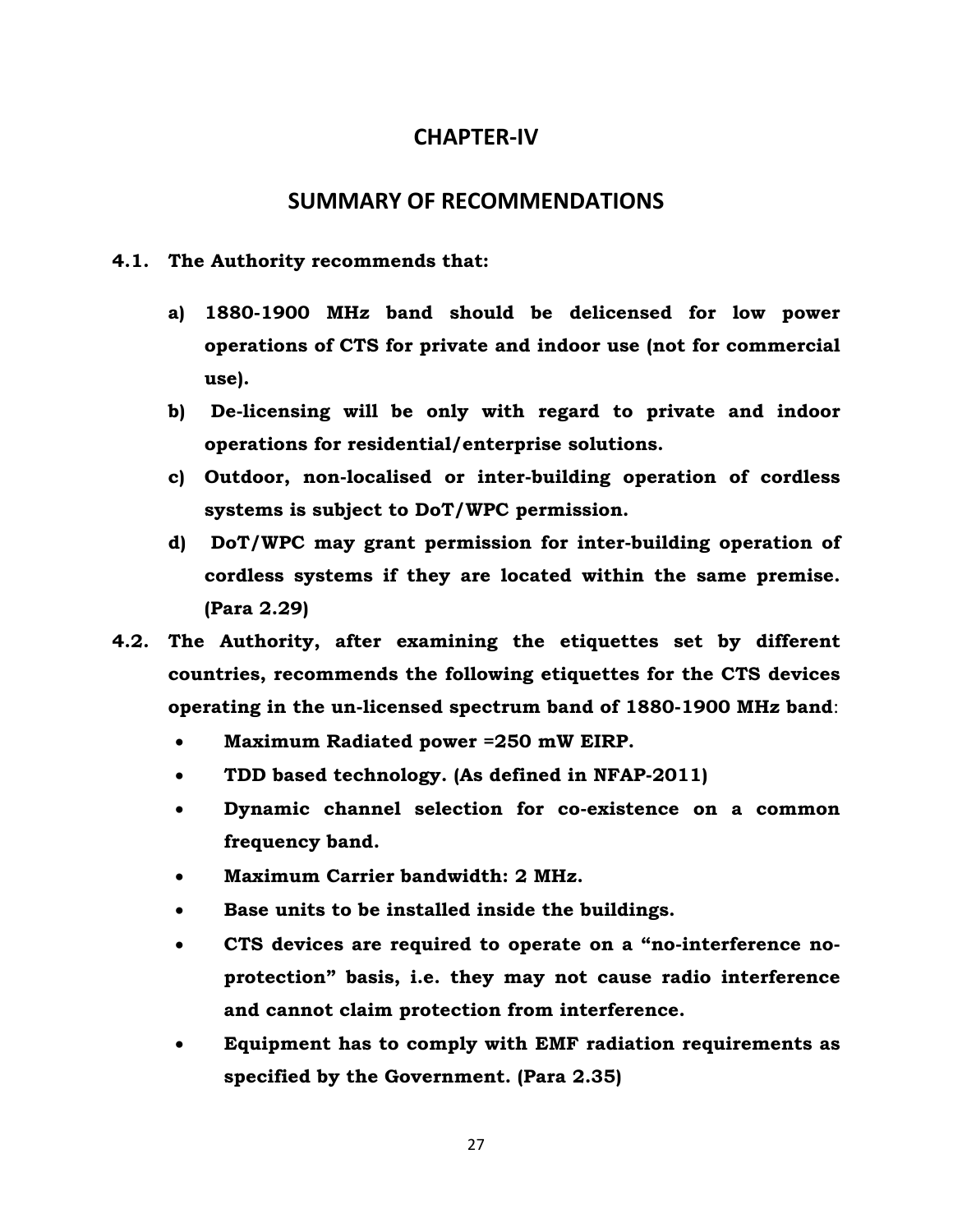# CHAPTER-IV

## SUMMARY OF RECOMMENDATIONS

**4.1. The Authority recommends that:**

a) **1880-1900 MHz band should be delicensed for low power operations of CTS for private and indoor use (not for commercial use).**

b) **De-licensing will be only with regard to private and indoor operations for residential/enterprise solutions.**

c) **Outdoor, non-localised or inter-building operation of cordless systems is subject to DoT/WPC permission.**

d) **DoT/WPC may grant permission for inter-building operation of cordless systems if they are located within the same premise. (Para 2.29)**

**4.2. The Authority, after examining the etiquettes set by different countries, recommends the following etiquettes for the CTS devices operating in the un-licensed spectrum band of 1880-1900 MHz band**:

- **Maximum Radiated power =250 mW EIRP.**
- **TDD based technology. (As defined in NFAP-2011)**
- **Dynamic channel selection for co-existence on a common frequency band.**
- **Maximum Carrier bandwidth: 2 MHz.**
- **Base units to be installed inside the buildings.**
- **CTS devices are required to operate on a "no-interference no-protection" basis, i.e. they may not cause radio interference and cannot claim protection from interference.**
- **Equipment has to comply with EMF radiation requirements as specified by the Government. (Para 2.35)**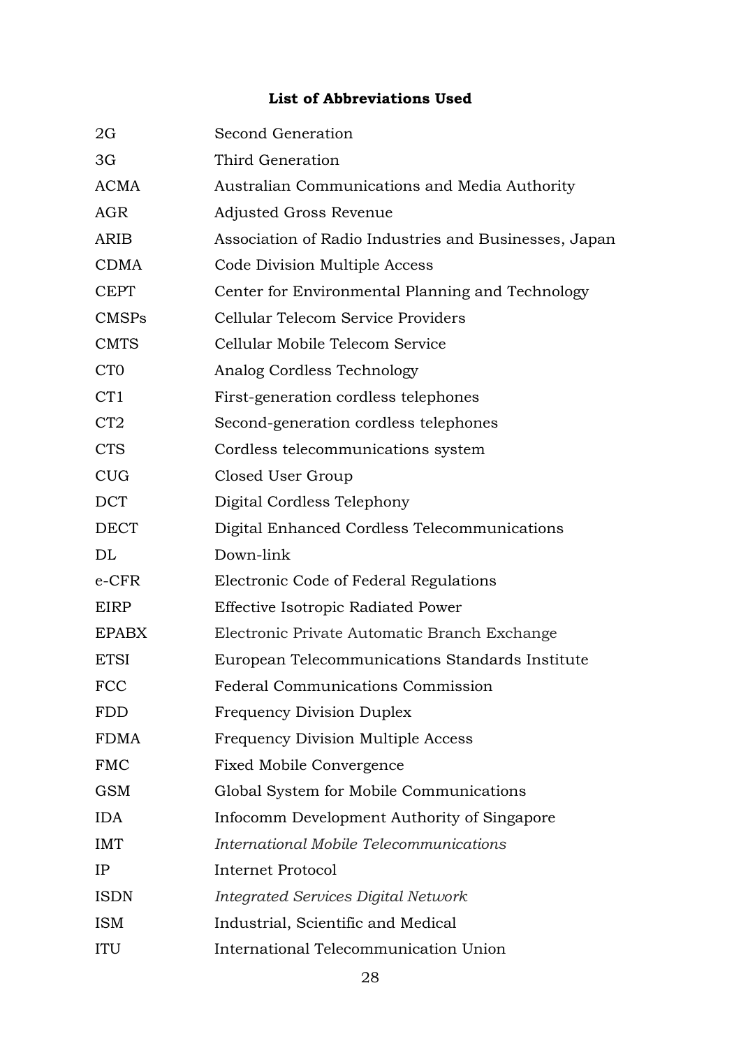**List of Abbreviations Used**

| | |
|---|---|
| 2G | Second Generation |
| 3G | Third Generation |
| ACMA | Australian Communications and Media Authority |
| AGR | Adjusted Gross Revenue |
| ARIB | Association of Radio Industries and Businesses, Japan |
| CDMA | Code Division Multiple Access |
| CEPT | Center for Environmental Planning and Technology |
| CMSPs | Cellular Telecom Service Providers |
| CMTS | Cellular Mobile Telecom Service |
| CT0 | Analog Cordless Technology |
| CT1 | First-generation cordless telephones |
| CT2 | Second-generation cordless telephones |
| CTS | Cordless telecommunications system |
| CUG | Closed User Group |
| DCT | Digital Cordless Telephony |
| DECT | Digital Enhanced Cordless Telecommunications |
| DL | Down-link |
| e-CFR | Electronic Code of Federal Regulations |
| EIRP | Effective Isotropic Radiated Power |
| EPABX | Electronic Private Automatic Branch Exchange |
| ETSI | European Telecommunications Standards Institute |
| FCC | Federal Communications Commission |
| FDD | Frequency Division Duplex |
| FDMA | Frequency Division Multiple Access |
| FMC | Fixed Mobile Convergence |
| GSM | Global System for Mobile Communications |
| IDA | Infocomm Development Authority of Singapore |
| IMT | *International Mobile Telecommunications* |
| IP | Internet Protocol |
| ISDN | *Integrated Services Digital Network* |
| ISM | Industrial, Scientific and Medical |
| ITU | International Telecommunication Union |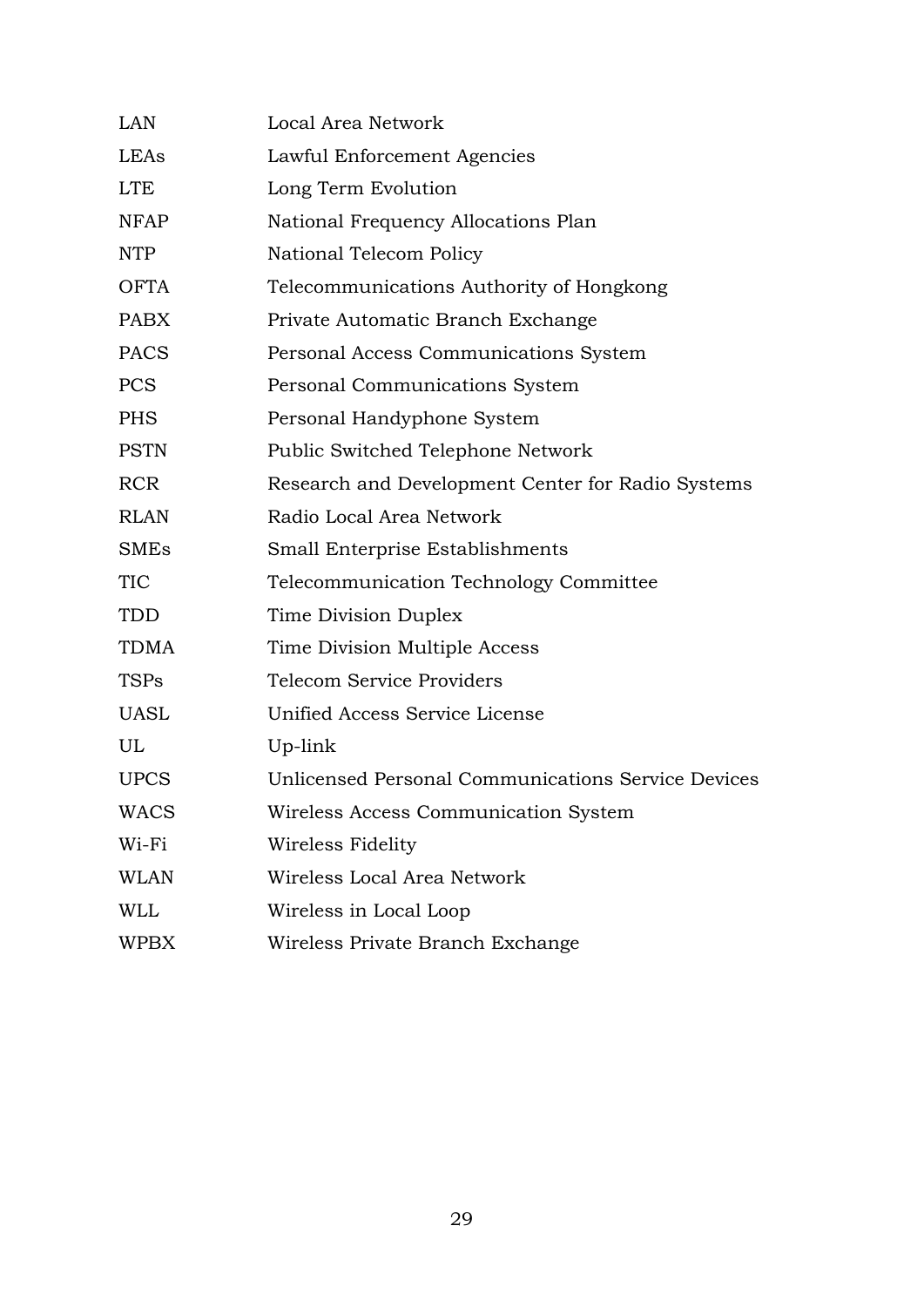| | |
|---|---|
| LAN | Local Area Network |
| LEAs | Lawful Enforcement Agencies |
| LTE | Long Term Evolution |
| NFAP | National Frequency Allocations Plan |
| NTP | National Telecom Policy |
| OFTA | Telecommunications Authority of Hongkong |
| PABX | Private Automatic Branch Exchange |
| PACS | Personal Access Communications System |
| PCS | Personal Communications System |
| PHS | Personal Handyphone System |
| PSTN | Public Switched Telephone Network |
| RCR | Research and Development Center for Radio Systems |
| RLAN | Radio Local Area Network |
| SMEs | Small Enterprise Establishments |
| TIC | Telecommunication Technology Committee |
| TDD | Time Division Duplex |
| TDMA | Time Division Multiple Access |
| TSPs | Telecom Service Providers |
| UASL | Unified Access Service License |
| UL | Up-link |
| UPCS | Unlicensed Personal Communications Service Devices |
| WACS | Wireless Access Communication System |
| Wi-Fi | Wireless Fidelity |
| WLAN | Wireless Local Area Network |
| WLL | Wireless in Local Loop |
| WPBX | Wireless Private Branch Exchange |